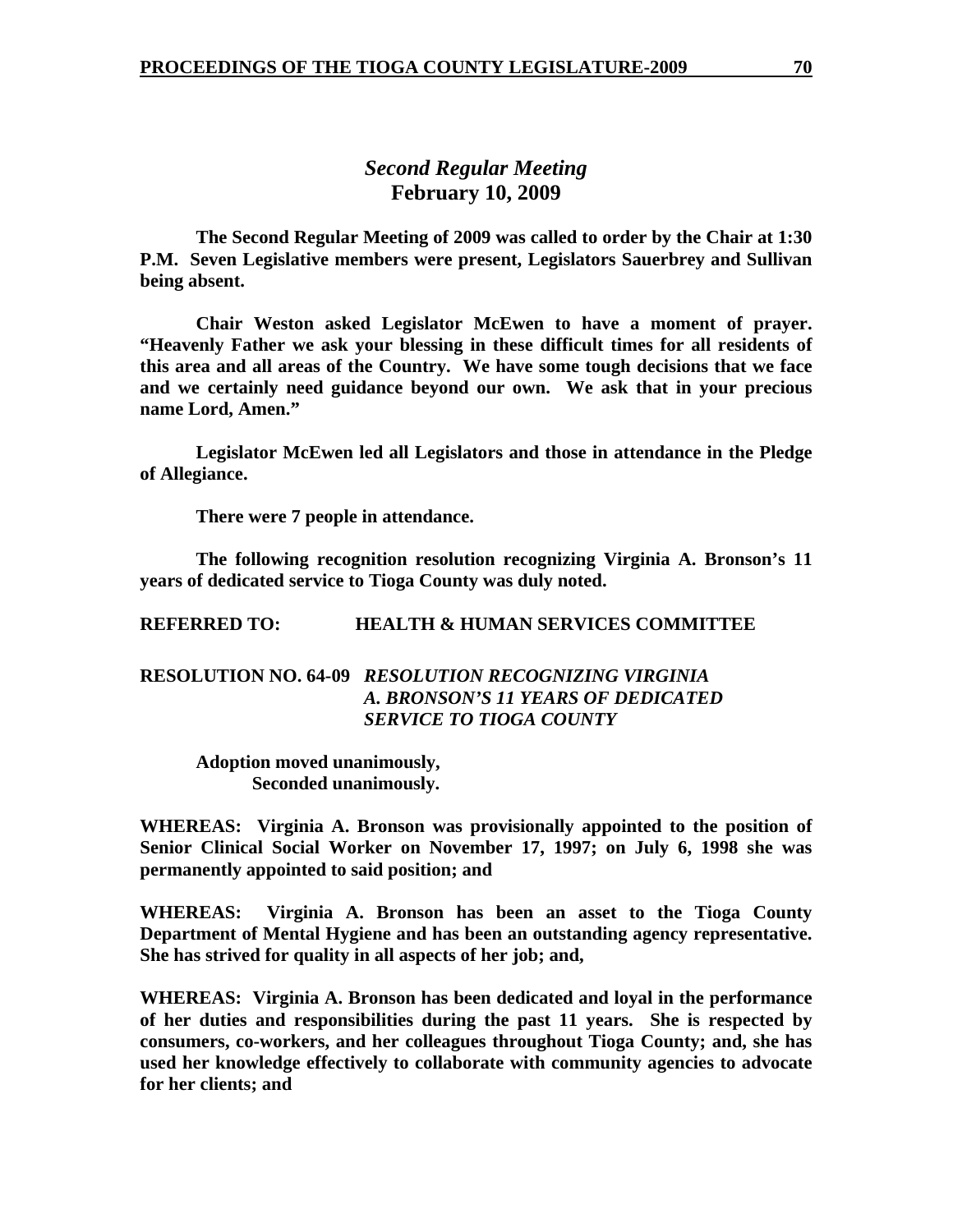## *Second Regular Meeting*
## **February 10, 2009**

**The Second Regular Meeting of 2009 was called to order by the Chair at 1:30 P.M. Seven Legislative members were present, Legislators Sauerbrey and Sullivan being absent.**

**Chair Weston asked Legislator McEwen to have a moment of prayer. "Heavenly Father we ask your blessing in these difficult times for all residents of this area and all areas of the Country. We have some tough decisions that we face and we certainly need guidance beyond our own. We ask that in your precious name Lord, Amen."**

**Legislator McEwen led all Legislators and those in attendance in the Pledge of Allegiance.**

**There were 7 people in attendance.**

**The following recognition resolution recognizing Virginia A. Bronson's 11 years of dedicated service to Tioga County was duly noted.**

**REFERRED TO: HEALTH & HUMAN SERVICES COMMITTEE**

**RESOLUTION NO. 64-09** ***RESOLUTION RECOGNIZING VIRGINIA A. BRONSON'S 11 YEARS OF DEDICATED SERVICE TO TIOGA COUNTY***

**Adoption moved unanimously,**
**Seconded unanimously.**

**WHEREAS: Virginia A. Bronson was provisionally appointed to the position of Senior Clinical Social Worker on November 17, 1997; on July 6, 1998 she was permanently appointed to said position; and**

**WHEREAS: Virginia A. Bronson has been an asset to the Tioga County Department of Mental Hygiene and has been an outstanding agency representative. She has strived for quality in all aspects of her job; and,**

**WHEREAS: Virginia A. Bronson has been dedicated and loyal in the performance of her duties and responsibilities during the past 11 years. She is respected by consumers, co-workers, and her colleagues throughout Tioga County; and, she has used her knowledge effectively to collaborate with community agencies to advocate for her clients; and**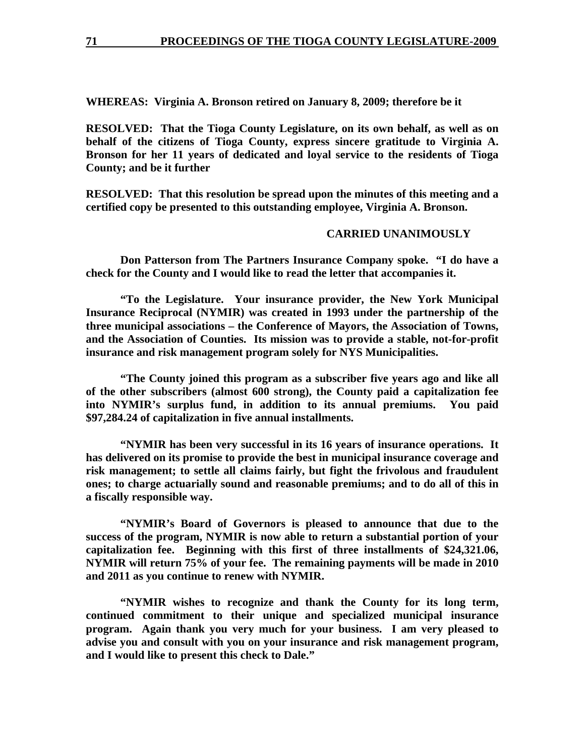**WHEREAS: Virginia A. Bronson retired on January 8, 2009; therefore be it**

**RESOLVED: That the Tioga County Legislature, on its own behalf, as well as on behalf of the citizens of Tioga County, express sincere gratitude to Virginia A. Bronson for her 11 years of dedicated and loyal service to the residents of Tioga County; and be it further**

**RESOLVED: That this resolution be spread upon the minutes of this meeting and a certified copy be presented to this outstanding employee, Virginia A. Bronson.**

**CARRIED UNANIMOUSLY**

**Don Patterson from The Partners Insurance Company spoke. "I do have a check for the County and I would like to read the letter that accompanies it.**

**"To the Legislature. Your insurance provider, the New York Municipal Insurance Reciprocal (NYMIR) was created in 1993 under the partnership of the three municipal associations – the Conference of Mayors, the Association of Towns, and the Association of Counties. Its mission was to provide a stable, not-for-profit insurance and risk management program solely for NYS Municipalities.**

**"The County joined this program as a subscriber five years ago and like all of the other subscribers (almost 600 strong), the County paid a capitalization fee into NYMIR's surplus fund, in addition to its annual premiums. You paid $97,284.24 of capitalization in five annual installments.**

**"NYMIR has been very successful in its 16 years of insurance operations. It has delivered on its promise to provide the best in municipal insurance coverage and risk management; to settle all claims fairly, but fight the frivolous and fraudulent ones; to charge actuarially sound and reasonable premiums; and to do all of this in a fiscally responsible way.**

**"NYMIR's Board of Governors is pleased to announce that due to the success of the program, NYMIR is now able to return a substantial portion of your capitalization fee. Beginning with this first of three installments of $24,321.06, NYMIR will return 75% of your fee. The remaining payments will be made in 2010 and 2011 as you continue to renew with NYMIR.**

**"NYMIR wishes to recognize and thank the County for its long term, continued commitment to their unique and specialized municipal insurance program. Again thank you very much for your business. I am very pleased to advise you and consult with you on your insurance and risk management program, and I would like to present this check to Dale."**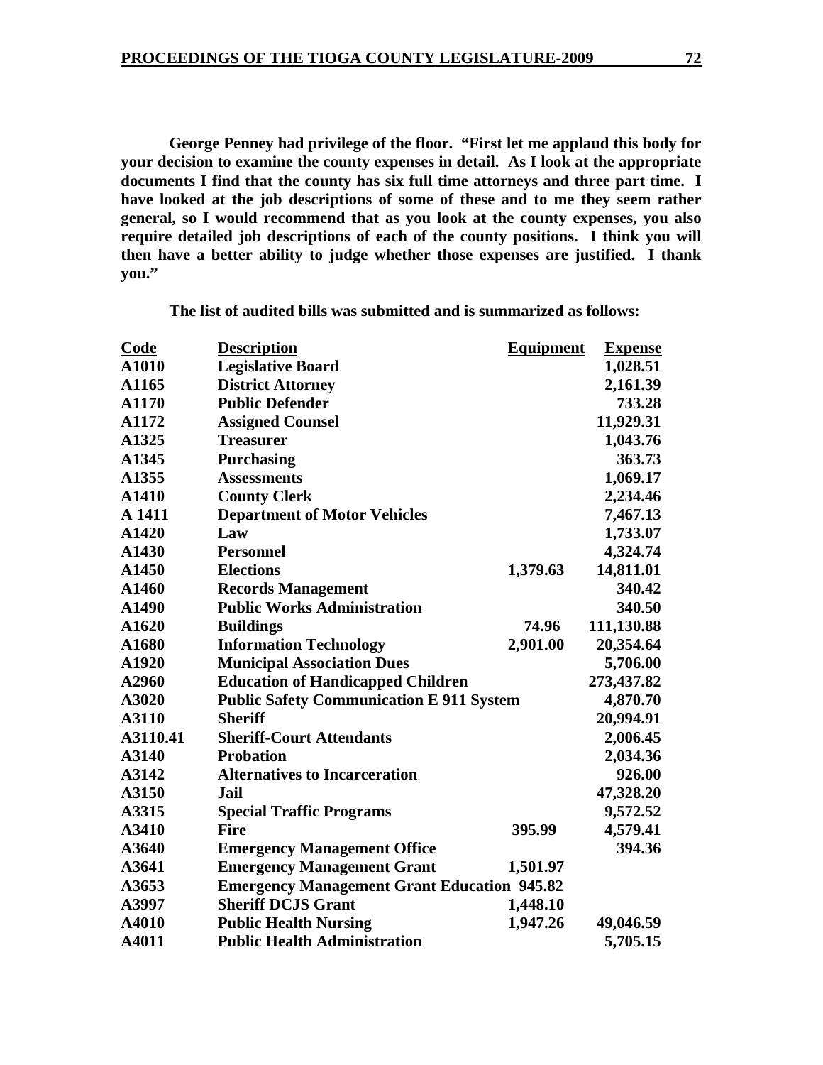**George Penney had privilege of the floor. "First let me applaud this body for your decision to examine the county expenses in detail. As I look at the appropriate documents I find that the county has six full time attorneys and three part time. I have looked at the job descriptions of some of these and to me they seem rather general, so I would recommend that as you look at the county expenses, you also require detailed job descriptions of each of the county positions. I think you will then have a better ability to judge whether those expenses are justified. I thank you."**

**The list of audited bills was submitted and is summarized as follows:**

| Code | Description | Equipment | Expense |
|---|---|---|---|
| A1010 | Legislative Board | | 1,028.51 |
| A1165 | District Attorney | | 2,161.39 |
| A1170 | Public Defender | | 733.28 |
| A1172 | Assigned Counsel | | 11,929.31 |
| A1325 | Treasurer | | 1,043.76 |
| A1345 | Purchasing | | 363.73 |
| A1355 | Assessments | | 1,069.17 |
| A1410 | County Clerk | | 2,234.46 |
| A 1411 | Department of Motor Vehicles | | 7,467.13 |
| A1420 | Law | | 1,733.07 |
| A1430 | Personnel | | 4,324.74 |
| A1450 | Elections | 1,379.63 | 14,811.01 |
| A1460 | Records Management | | 340.42 |
| A1490 | Public Works Administration | | 340.50 |
| A1620 | Buildings | 74.96 | 111,130.88 |
| A1680 | Information Technology | 2,901.00 | 20,354.64 |
| A1920 | Municipal Association Dues | | 5,706.00 |
| A2960 | Education of Handicapped Children | | 273,437.82 |
| A3020 | Public Safety Communication E 911 System | | 4,870.70 |
| A3110 | Sheriff | | 20,994.91 |
| A3110.41 | Sheriff-Court Attendants | | 2,006.45 |
| A3140 | Probation | | 2,034.36 |
| A3142 | Alternatives to Incarceration | | 926.00 |
| A3150 | Jail | | 47,328.20 |
| A3315 | Special Traffic Programs | | 9,572.52 |
| A3410 | Fire | 395.99 | 4,579.41 |
| A3640 | Emergency Management Office | | 394.36 |
| A3641 | Emergency Management Grant | 1,501.97 | |
| A3653 | Emergency Management Grant Education | 945.82 | |
| A3997 | Sheriff DCJS Grant | 1,448.10 | |
| A4010 | Public Health Nursing | 1,947.26 | 49,046.59 |
| A4011 | Public Health Administration | | 5,705.15 |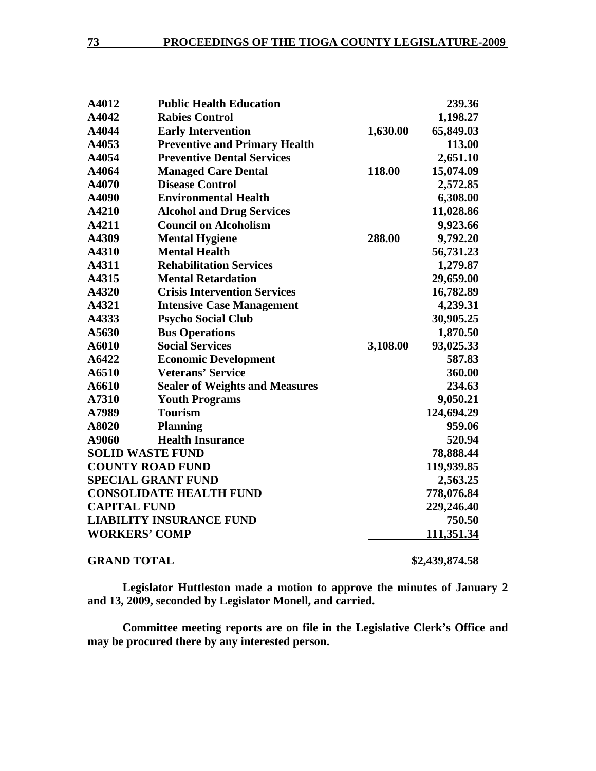| | | | |
|---|---|---|---|
| **A4012** | **Public Health Education** | | **239.36** |
| **A4042** | **Rabies Control** | | **1,198.27** |
| **A4044** | **Early Intervention** | **1,630.00** | **65,849.03** |
| **A4053** | **Preventive and Primary Health** | | **113.00** |
| **A4054** | **Preventive Dental Services** | | **2,651.10** |
| **A4064** | **Managed Care Dental** | **118.00** | **15,074.09** |
| **A4070** | **Disease Control** | | **2,572.85** |
| **A4090** | **Environmental Health** | | **6,308.00** |
| **A4210** | **Alcohol and Drug Services** | | **11,028.86** |
| **A4211** | **Council on Alcoholism** | | **9,923.66** |
| **A4309** | **Mental Hygiene** | **288.00** | **9,792.20** |
| **A4310** | **Mental Health** | | **56,731.23** |
| **A4311** | **Rehabilitation Services** | | **1,279.87** |
| **A4315** | **Mental Retardation** | | **29,659.00** |
| **A4320** | **Crisis Intervention Services** | | **16,782.89** |
| **A4321** | **Intensive Case Management** | | **4,239.31** |
| **A4333** | **Psycho Social Club** | | **30,905.25** |
| **A5630** | **Bus Operations** | | **1,870.50** |
| **A6010** | **Social Services** | **3,108.00** | **93,025.33** |
| **A6422** | **Economic Development** | | **587.83** |
| **A6510** | **Veterans' Service** | | **360.00** |
| **A6610** | **Sealer of Weights and Measures** | | **234.63** |
| **A7310** | **Youth Programs** | | **9,050.21** |
| **A7989** | **Tourism** | | **124,694.29** |
| **A8020** | **Planning** | | **959.06** |
| **A9060** | **Health Insurance** | | **520.94** |
| **SOLID WASTE FUND** | | | **78,888.44** |
| **COUNTY ROAD FUND** | | | **119,939.85** |
| **SPECIAL GRANT FUND** | | | **2,563.25** |
| **CONSOLIDATE HEALTH FUND** | | | **778,076.84** |
| **CAPITAL FUND** | | | **229,246.40** |
| **LIABILITY INSURANCE FUND** | | | **750.50** |
| **WORKERS' COMP** | | | **111,351.34** |
| **GRAND TOTAL** | | | **\$2,439,874.58** |

**Legislator Huttleston made a motion to approve the minutes of January 2 and 13, 2009, seconded by Legislator Monell, and carried.**

**Committee meeting reports are on file in the Legislative Clerk's Office and may be procured there by any interested person.**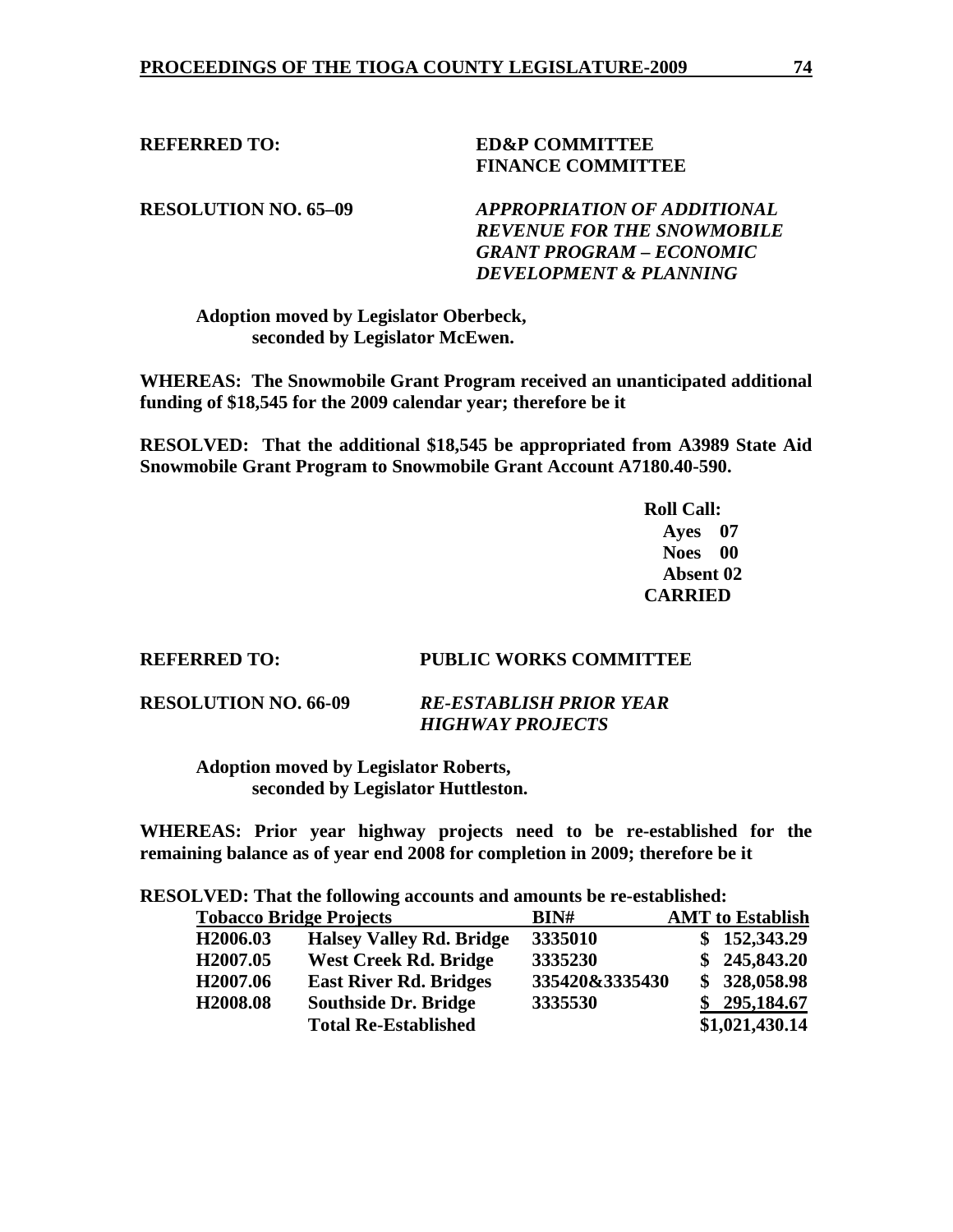**REFERRED TO:** **ED&P COMMITTEE**
**FINANCE COMMITTEE**

**RESOLUTION NO. 65–09** ***APPROPRIATION OF ADDITIONAL REVENUE FOR THE SNOWMOBILE GRANT PROGRAM – ECONOMIC DEVELOPMENT & PLANNING***

**Adoption moved by Legislator Oberbeck, seconded by Legislator McEwen.**

**WHEREAS: The Snowmobile Grant Program received an unanticipated additional funding of $18,545 for the 2009 calendar year; therefore be it**

**RESOLVED: That the additional $18,545 be appropriated from A3989 State Aid Snowmobile Grant Program to Snowmobile Grant Account A7180.40-590.**

**Roll Call:**
**Ayes 07**
**Noes 00**
**Absent 02**
**CARRIED**

**REFERRED TO:** **PUBLIC WORKS COMMITTEE**

**RESOLUTION NO. 66-09** ***RE-ESTABLISH PRIOR YEAR HIGHWAY PROJECTS***

**Adoption moved by Legislator Roberts, seconded by Legislator Huttleston.**

**WHEREAS: Prior year highway projects need to be re-established for the remaining balance as of year end 2008 for completion in 2009; therefore be it**

**RESOLVED: That the following accounts and amounts be re-established:**

| Tobacco Bridge Projects | | BIN# | AMT to Establish |
|---|---|---|---|
| H2006.03 | Halsey Valley Rd. Bridge | 3335010 | $ 152,343.29 |
| H2007.05 | West Creek Rd. Bridge | 3335230 | $ 245,843.20 |
| H2007.06 | East River Rd. Bridges | 335420&3335430 | $ 328,058.98 |
| H2008.08 | Southside Dr. Bridge | 3335530 | $ 295,184.67 |
| | Total Re-Established | | $1,021,430.14 |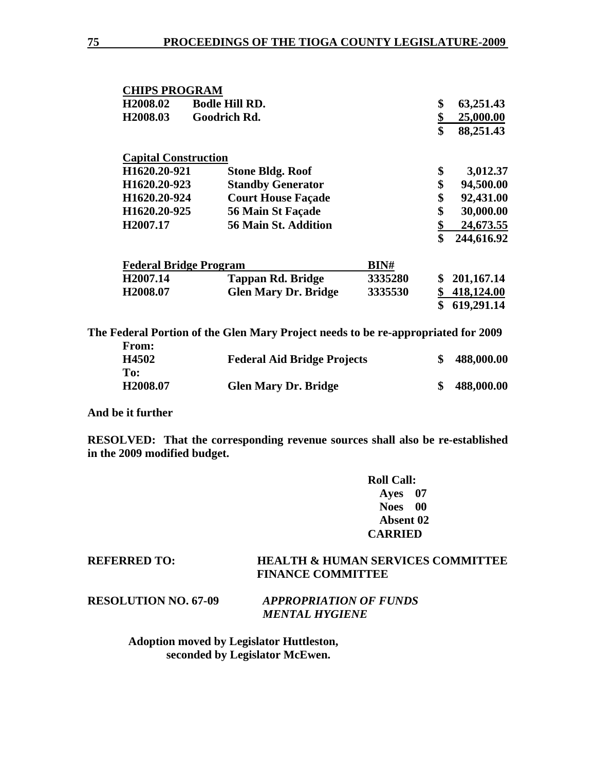**CHIPS PROGRAM**

| | | |
|---|---|---|
| H2008.02 | Bodle Hill RD. | $ 63,251.43 |
| H2008.03 | Goodrich Rd. | $ 25,000.00 |
| | | $ 88,251.43 |

**Capital Construction**

| | | |
|---|---|---|
| H1620.20-921 | Stone Bldg. Roof | $ 3,012.37 |
| H1620.20-923 | Standby Generator | $ 94,500.00 |
| H1620.20-924 | Court House Façade | $ 92,431.00 |
| H1620.20-925 | 56 Main St Façade | $ 30,000.00 |
| H2007.17 | 56 Main St. Addition | $ 24,673.55 |
| | | $ 244,616.92 |

| Federal Bridge Program | | BIN# | |
|---|---|---|---|
| H2007.14 | Tappan Rd. Bridge | 3335280 | $ 201,167.14 |
| H2008.07 | Glen Mary Dr. Bridge | 3335530 | $ 418,124.00 |
| | | | $ 619,291.14 |

**The Federal Portion of the Glen Mary Project needs to be re-appropriated for 2009**

**From:**

| | | |
|---|---|---|
| H4502 | Federal Aid Bridge Projects | $ 488,000.00 |

**To:**

| | | |
|---|---|---|
| H2008.07 | Glen Mary Dr. Bridge | $ 488,000.00 |

**And be it further**

**RESOLVED: That the corresponding revenue sources shall also be re-established in the 2009 modified budget.**

**Roll Call:**
**Ayes 07**
**Noes 00**
**Absent 02**
**CARRIED**

**REFERRED TO:** **HEALTH & HUMAN SERVICES COMMITTEE**
**FINANCE COMMITTEE**

**RESOLUTION NO. 67-09** ***APPROPRIATION OF FUNDS MENTAL HYGIENE***

**Adoption moved by Legislator Huttleston, seconded by Legislator McEwen.**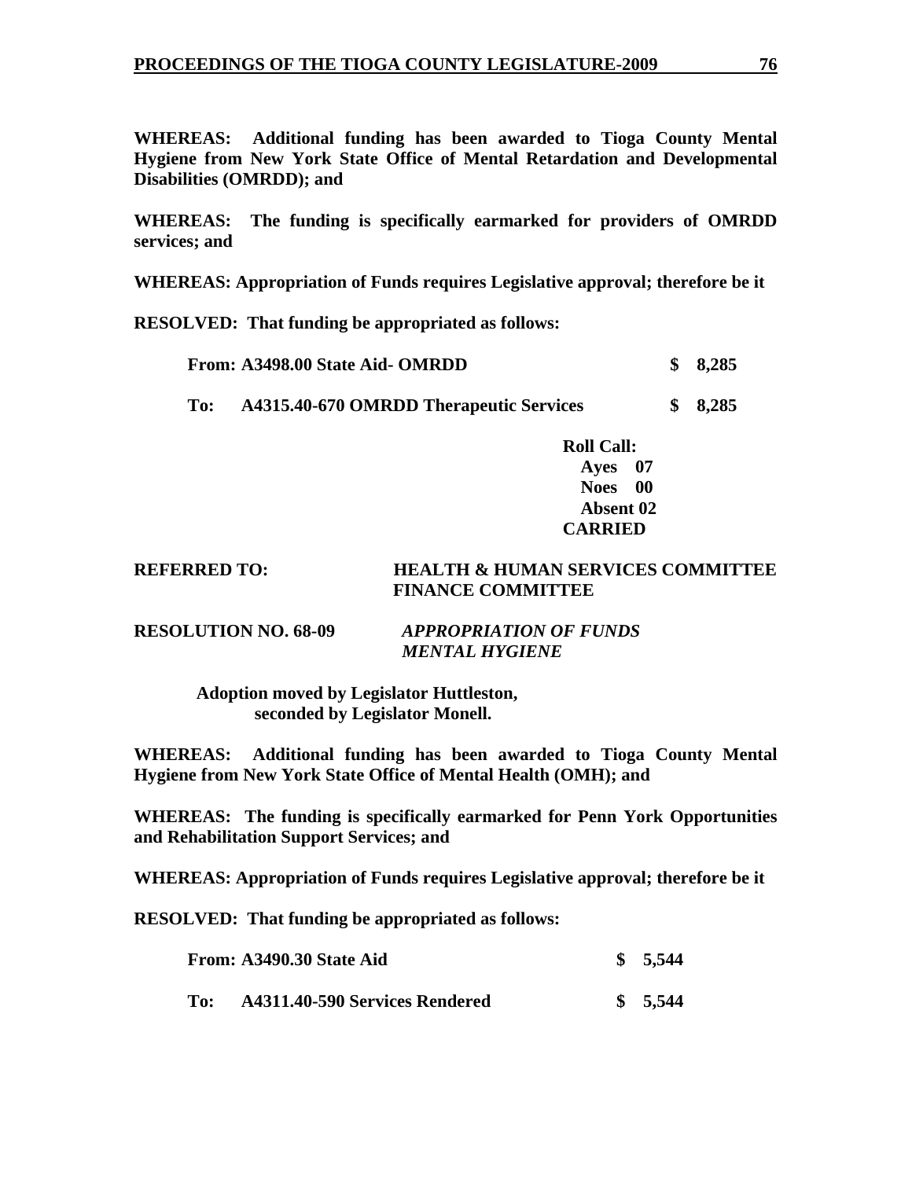**WHEREAS: Additional funding has been awarded to Tioga County Mental Hygiene from New York State Office of Mental Retardation and Developmental Disabilities (OMRDD); and**

**WHEREAS: The funding is specifically earmarked for providers of OMRDD services; and**

**WHEREAS: Appropriation of Funds requires Legislative approval; therefore be it**

**RESOLVED: That funding be appropriated as follows:**

| | | |
|---|---|---|
| **From:** | **A3498.00 State Aid- OMRDD** | **$ 8,285** |
| **To:** | **A4315.40-670 OMRDD Therapeutic Services** | **$ 8,285** |

**Roll Call:**
**Ayes 07**
**Noes 00**
**Absent 02**
**CARRIED**

**REFERRED TO:** **HEALTH & HUMAN SERVICES COMMITTEE**
**FINANCE COMMITTEE**

**RESOLUTION NO. 68-09** ***APPROPRIATION OF FUNDS***
***MENTAL HYGIENE***

**Adoption moved by Legislator Huttleston, seconded by Legislator Monell.**

**WHEREAS: Additional funding has been awarded to Tioga County Mental Hygiene from New York State Office of Mental Health (OMH); and**

**WHEREAS: The funding is specifically earmarked for Penn York Opportunities and Rehabilitation Support Services; and**

**WHEREAS: Appropriation of Funds requires Legislative approval; therefore be it**

**RESOLVED: That funding be appropriated as follows:**

| | | |
|---|---|---|
| **From:** | **A3490.30 State Aid** | **$ 5,544** |
| **To:** | **A4311.40-590 Services Rendered** | **$ 5,544** |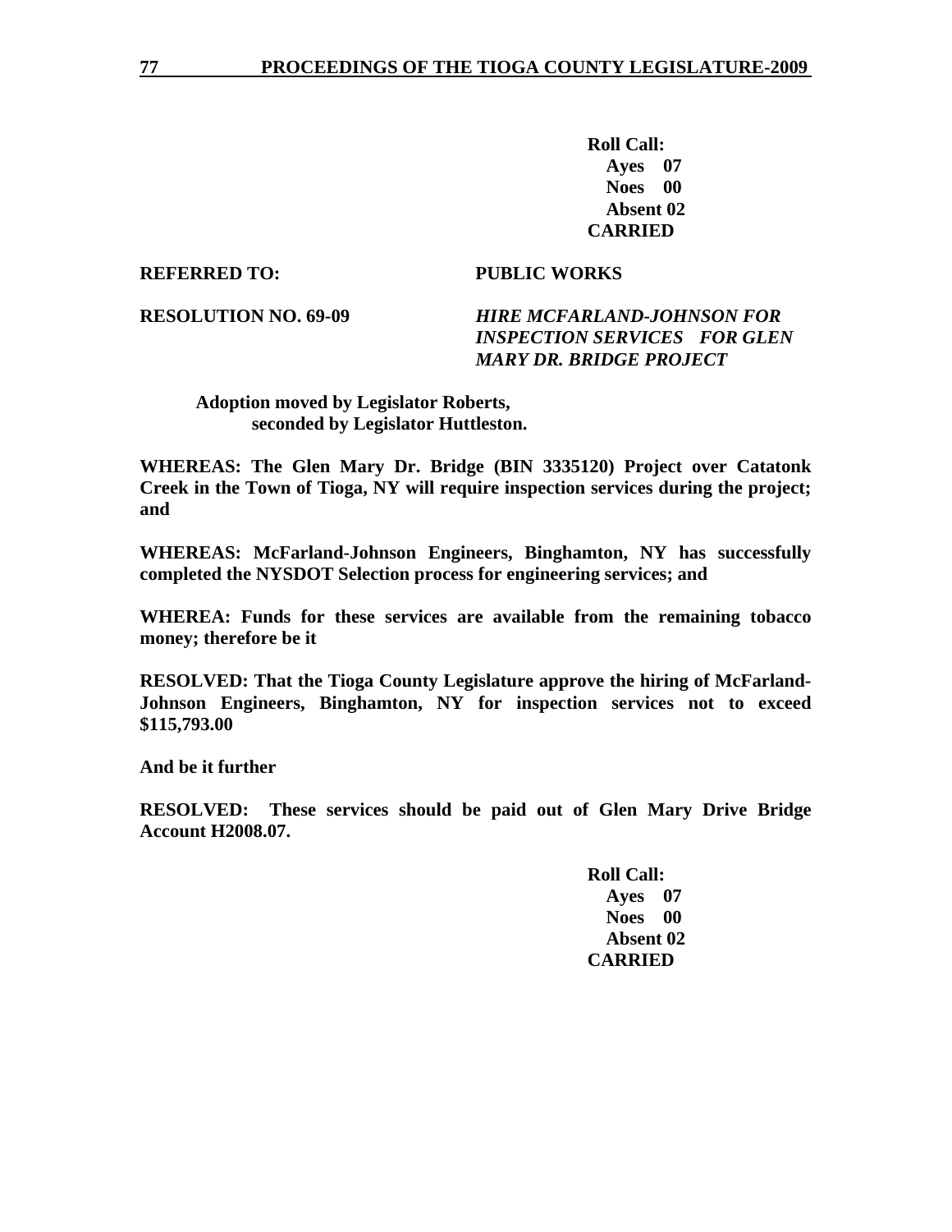**Roll Call:**
**Ayes 07**
**Noes 00**
**Absent 02**
**CARRIED**

**REFERRED TO:** **PUBLIC WORKS**

**RESOLUTION NO. 69-09** ***HIRE MCFARLAND-JOHNSON FOR INSPECTION SERVICES FOR GLEN MARY DR. BRIDGE PROJECT***

**Adoption moved by Legislator Roberts, seconded by Legislator Huttleston.**

**WHEREAS: The Glen Mary Dr. Bridge (BIN 3335120) Project over Catatonk Creek in the Town of Tioga, NY will require inspection services during the project; and**

**WHEREAS: McFarland-Johnson Engineers, Binghamton, NY has successfully completed the NYSDOT Selection process for engineering services; and**

**WHEREA: Funds for these services are available from the remaining tobacco money; therefore be it**

**RESOLVED: That the Tioga County Legislature approve the hiring of McFarland-Johnson Engineers, Binghamton, NY for inspection services not to exceed $115,793.00**

**And be it further**

**RESOLVED: These services should be paid out of Glen Mary Drive Bridge Account H2008.07.**

**Roll Call:**
**Ayes 07**
**Noes 00**
**Absent 02**
**CARRIED**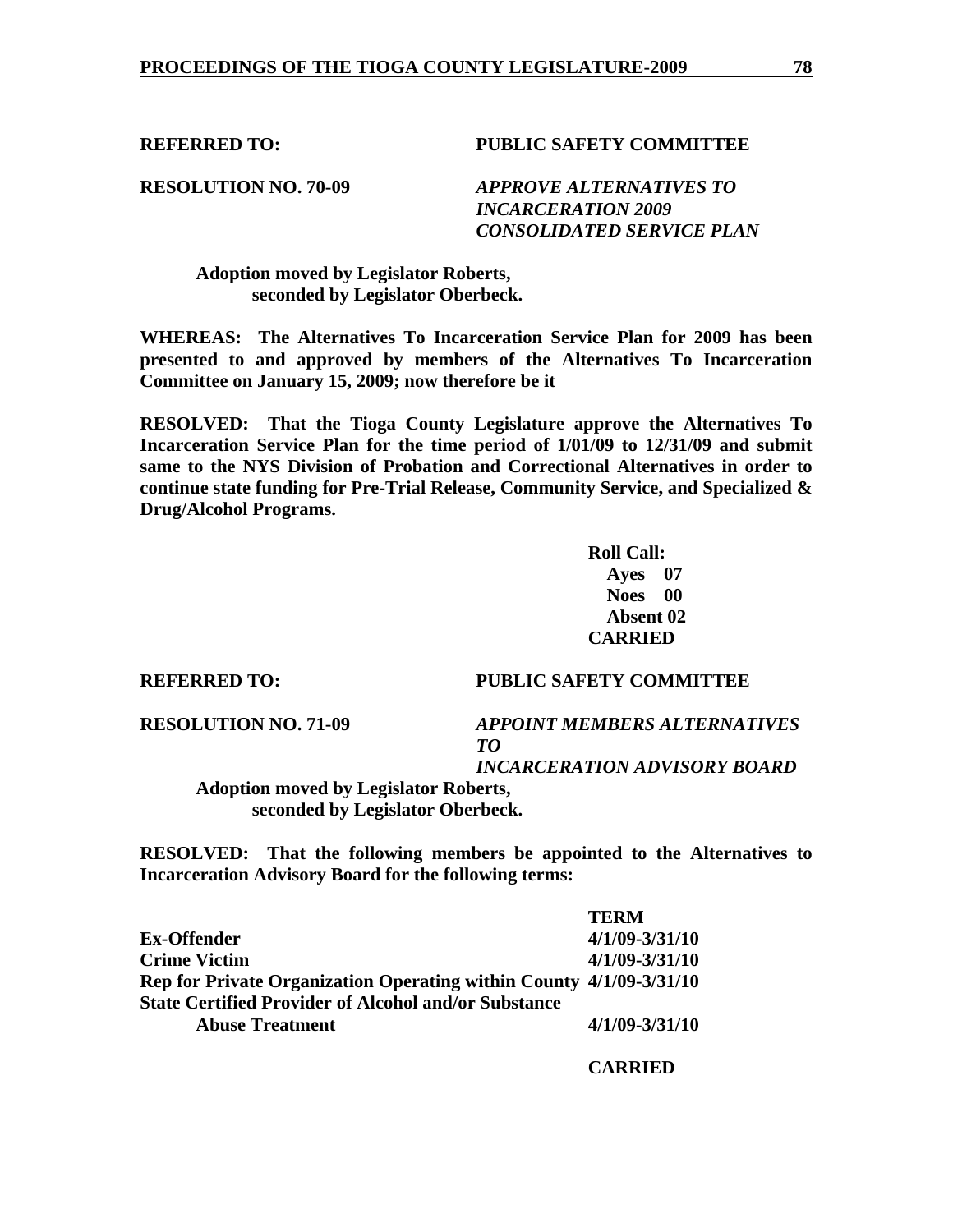**REFERRED TO:** **PUBLIC SAFETY COMMITTEE**

**RESOLUTION NO. 70-09** ***APPROVE ALTERNATIVES TO INCARCERATION 2009 CONSOLIDATED SERVICE PLAN***

**Adoption moved by Legislator Roberts, seconded by Legislator Oberbeck.**

**WHEREAS: The Alternatives To Incarceration Service Plan for 2009 has been presented to and approved by members of the Alternatives To Incarceration Committee on January 15, 2009; now therefore be it**

**RESOLVED: That the Tioga County Legislature approve the Alternatives To Incarceration Service Plan for the time period of 1/01/09 to 12/31/09 and submit same to the NYS Division of Probation and Correctional Alternatives in order to continue state funding for Pre-Trial Release, Community Service, and Specialized & Drug/Alcohol Programs.**

**Roll Call:**
**Ayes 07**
**Noes 00**
**Absent 02**
**CARRIED**

**REFERRED TO:** **PUBLIC SAFETY COMMITTEE**

**RESOLUTION NO. 71-09** ***APPOINT MEMBERS ALTERNATIVES TO INCARCERATION ADVISORY BOARD***

**Adoption moved by Legislator Roberts, seconded by Legislator Oberbeck.**

**RESOLVED: That the following members be appointed to the Alternatives to Incarceration Advisory Board for the following terms:**

| | **TERM** |
|---|---|
| **Ex-Offender** | **4/1/09-3/31/10** |
| **Crime Victim** | **4/1/09-3/31/10** |
| **Rep for Private Organization Operating within County** | **4/1/09-3/31/10** |
| **State Certified Provider of Alcohol and/or Substance Abuse Treatment** | **4/1/09-3/31/10** |

**CARRIED**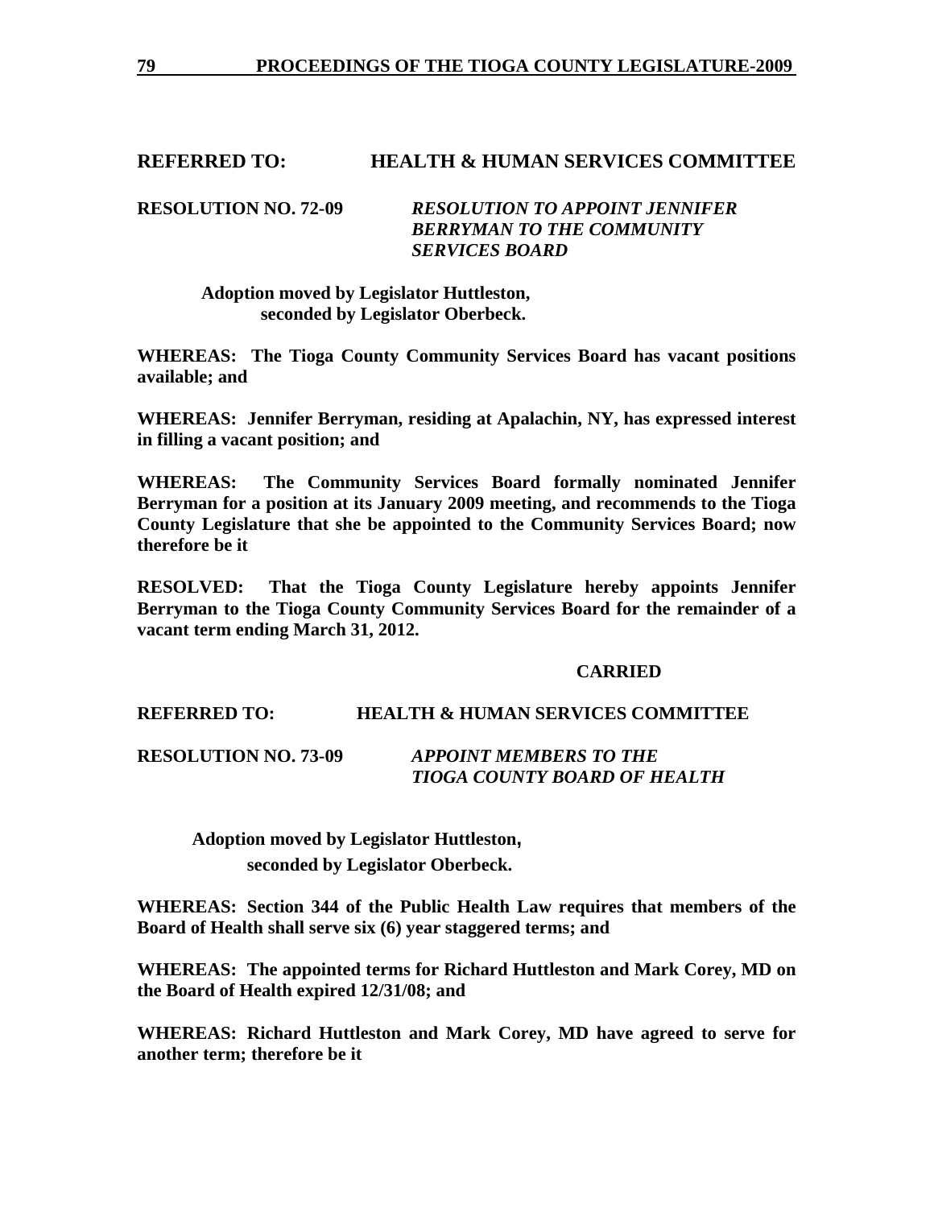**REFERRED TO: HEALTH & HUMAN SERVICES COMMITTEE**

**RESOLUTION NO. 72-09** ***RESOLUTION TO APPOINT JENNIFER BERRYMAN TO THE COMMUNITY SERVICES BOARD***

**Adoption moved by Legislator Huttleston, seconded by Legislator Oberbeck.**

**WHEREAS: The Tioga County Community Services Board has vacant positions available; and**

**WHEREAS: Jennifer Berryman, residing at Apalachin, NY, has expressed interest in filling a vacant position; and**

**WHEREAS: The Community Services Board formally nominated Jennifer Berryman for a position at its January 2009 meeting, and recommends to the Tioga County Legislature that she be appointed to the Community Services Board; now therefore be it**

**RESOLVED: That the Tioga County Legislature hereby appoints Jennifer Berryman to the Tioga County Community Services Board for the remainder of a vacant term ending March 31, 2012.**

**CARRIED**

**REFERRED TO: HEALTH & HUMAN SERVICES COMMITTEE**

**RESOLUTION NO. 73-09** ***APPOINT MEMBERS TO THE TIOGA COUNTY BOARD OF HEALTH***

**Adoption moved by Legislator Huttleston, seconded by Legislator Oberbeck.**

**WHEREAS: Section 344 of the Public Health Law requires that members of the Board of Health shall serve six (6) year staggered terms; and**

**WHEREAS: The appointed terms for Richard Huttleston and Mark Corey, MD on the Board of Health expired 12/31/08; and**

**WHEREAS: Richard Huttleston and Mark Corey, MD have agreed to serve for another term; therefore be it**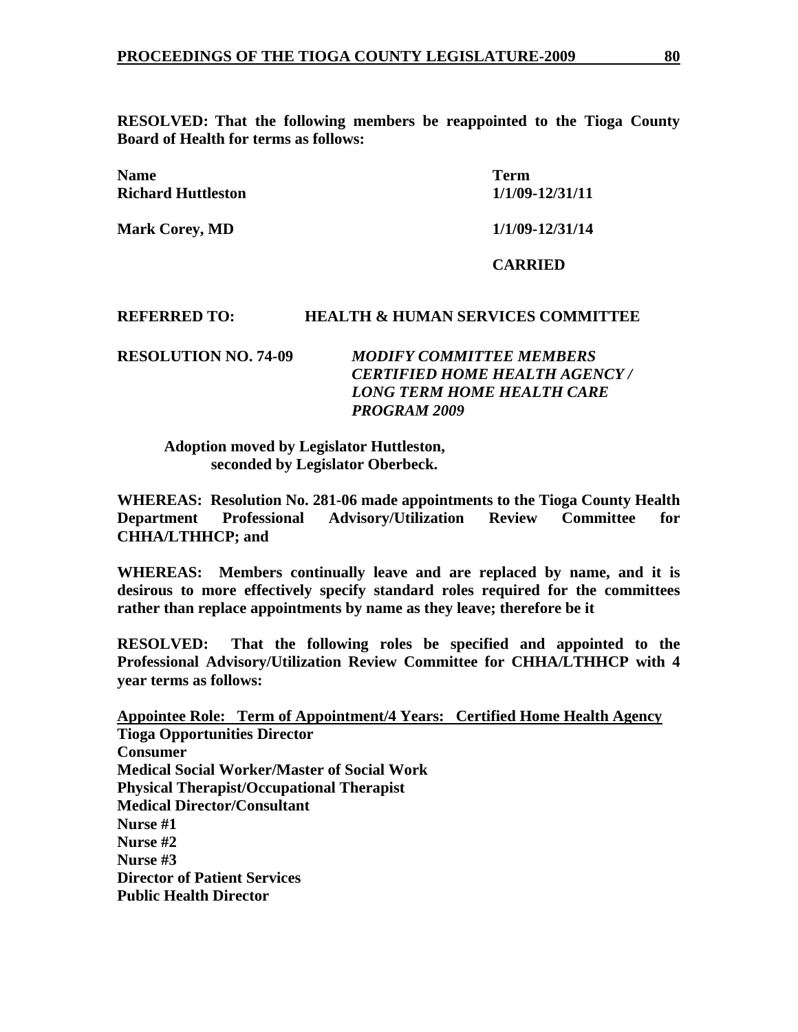**RESOLVED: That the following members be reappointed to the Tioga County Board of Health for terms as follows:**

| **Name** | **Term** |
|---|---|
| **Richard Huttleston** | **1/1/09-12/31/11** |
| **Mark Corey, MD** | **1/1/09-12/31/14** |

**CARRIED**

**REFERRED TO: HEALTH & HUMAN SERVICES COMMITTEE**

**RESOLUTION NO. 74-09** ***MODIFY COMMITTEE MEMBERS CERTIFIED HOME HEALTH AGENCY / LONG TERM HOME HEALTH CARE PROGRAM 2009***

**Adoption moved by Legislator Huttleston, seconded by Legislator Oberbeck.**

**WHEREAS: Resolution No. 281-06 made appointments to the Tioga County Health Department Professional Advisory/Utilization Review Committee for CHHA/LTHHCP; and**

**WHEREAS: Members continually leave and are replaced by name, and it is desirous to more effectively specify standard roles required for the committees rather than replace appointments by name as they leave; therefore be it**

**RESOLVED: That the following roles be specified and appointed to the Professional Advisory/Utilization Review Committee for CHHA/LTHHCP with 4 year terms as follows:**

**<u>Appointee Role: Term of Appointment/4 Years: Certified Home Health Agency</u>**
**Tioga Opportunities Director**
**Consumer**
**Medical Social Worker/Master of Social Work**
**Physical Therapist/Occupational Therapist**
**Medical Director/Consultant**
**Nurse #1**
**Nurse #2**
**Nurse #3**
**Director of Patient Services**
**Public Health Director**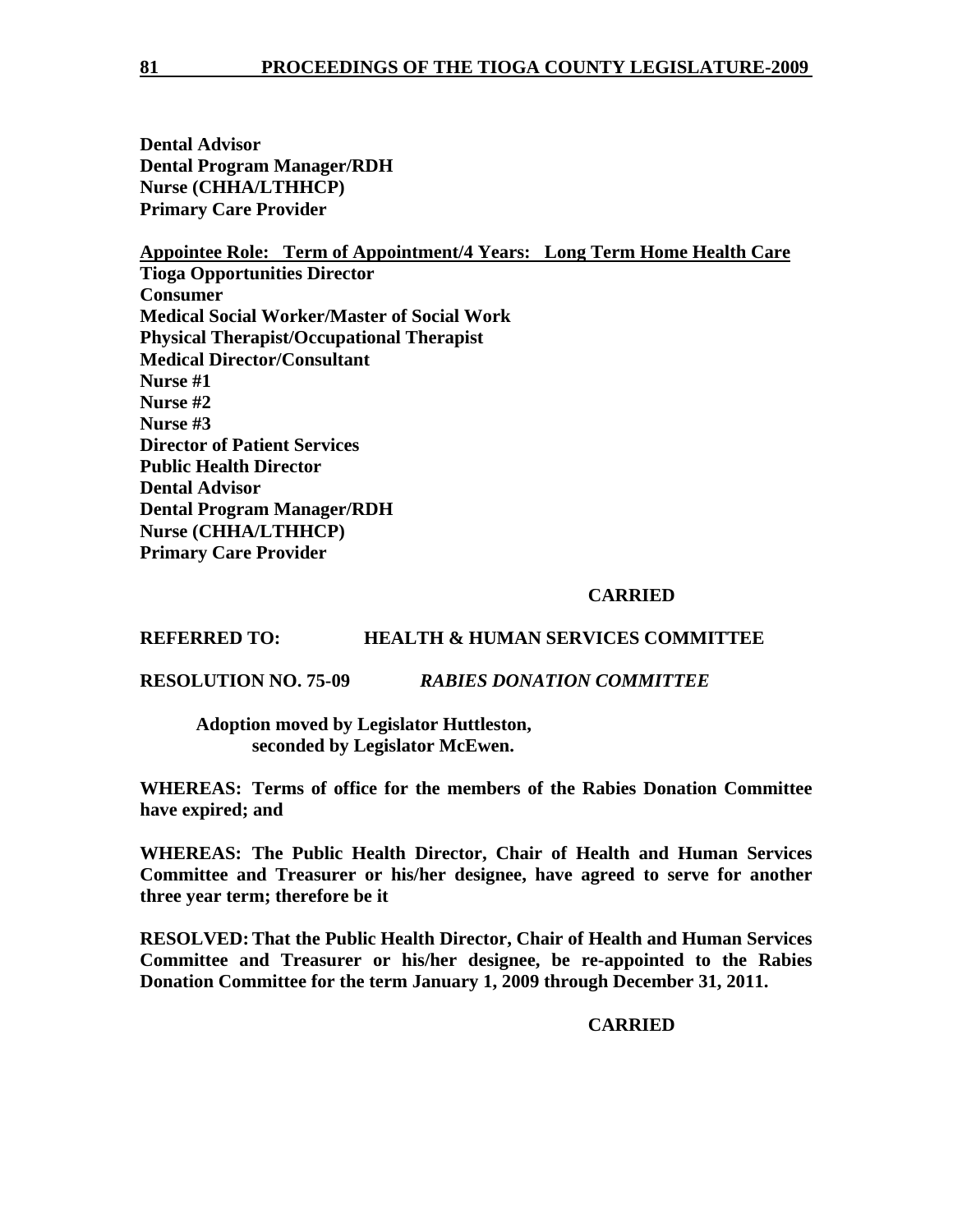**Dental Advisor**
**Dental Program Manager/RDH**
**Nurse (CHHA/LTHHCP)**
**Primary Care Provider**

**Appointee Role: Term of Appointment/4 Years: Long Term Home Health Care**
**Tioga Opportunities Director**
**Consumer**
**Medical Social Worker/Master of Social Work**
**Physical Therapist/Occupational Therapist**
**Medical Director/Consultant**
**Nurse #1**
**Nurse #2**
**Nurse #3**
**Director of Patient Services**
**Public Health Director**
**Dental Advisor**
**Dental Program Manager/RDH**
**Nurse (CHHA/LTHHCP)**
**Primary Care Provider**

**CARRIED**

**REFERRED TO: HEALTH & HUMAN SERVICES COMMITTEE**

**RESOLUTION NO. 75-09** ***RABIES DONATION COMMITTEE***

**Adoption moved by Legislator Huttleston, seconded by Legislator McEwen.**

**WHEREAS: Terms of office for the members of the Rabies Donation Committee have expired; and**

**WHEREAS: The Public Health Director, Chair of Health and Human Services Committee and Treasurer or his/her designee, have agreed to serve for another three year term; therefore be it**

**RESOLVED: That the Public Health Director, Chair of Health and Human Services Committee and Treasurer or his/her designee, be re-appointed to the Rabies Donation Committee for the term January 1, 2009 through December 31, 2011.**

**CARRIED**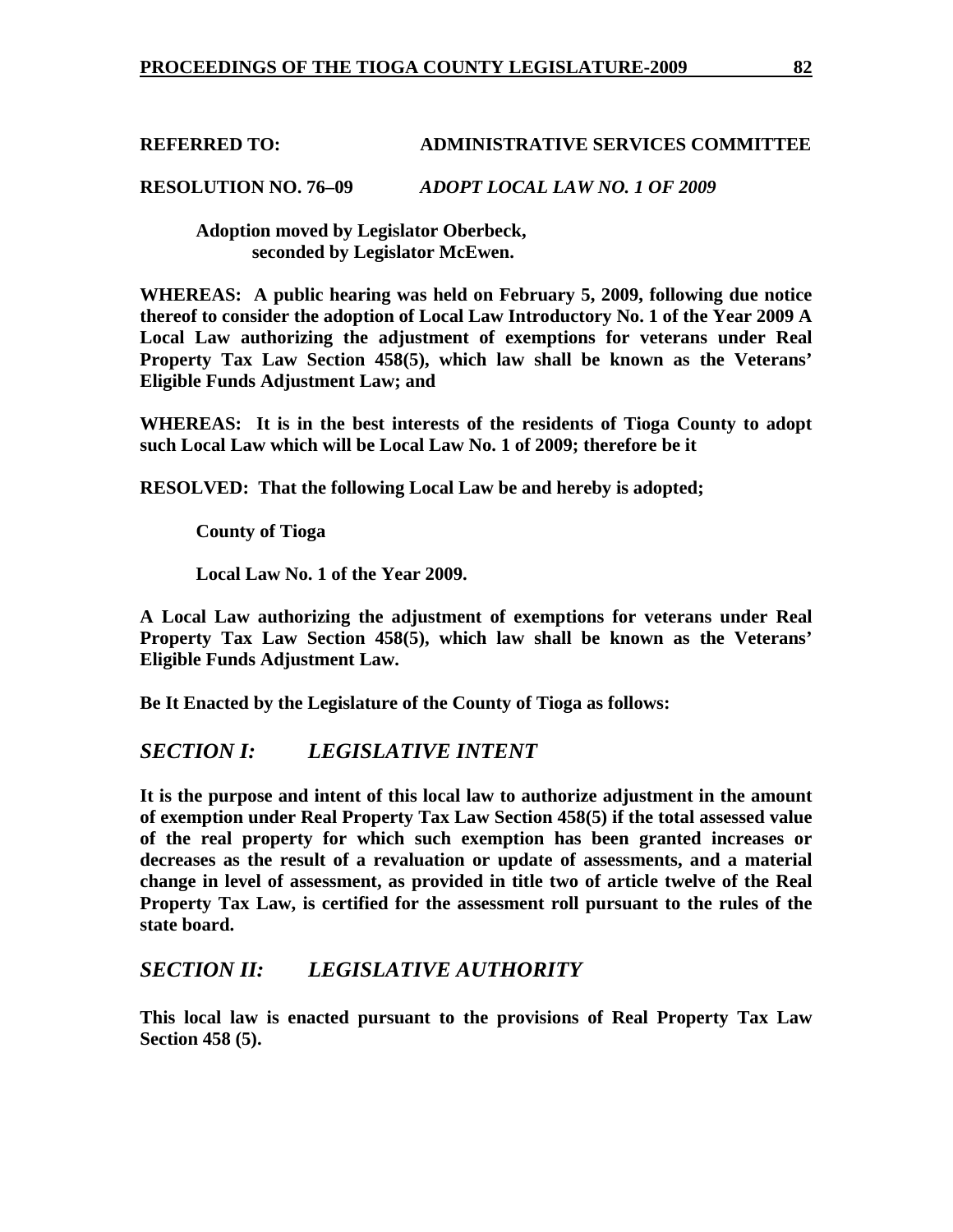**REFERRED TO: ADMINISTRATIVE SERVICES COMMITTEE**

**RESOLUTION NO. 76–09** ***ADOPT LOCAL LAW NO. 1 OF 2009***

**Adoption moved by Legislator Oberbeck, seconded by Legislator McEwen.**

**WHEREAS: A public hearing was held on February 5, 2009, following due notice thereof to consider the adoption of Local Law Introductory No. 1 of the Year 2009 A Local Law authorizing the adjustment of exemptions for veterans under Real Property Tax Law Section 458(5), which law shall be known as the Veterans' Eligible Funds Adjustment Law; and**

**WHEREAS: It is in the best interests of the residents of Tioga County to adopt such Local Law which will be Local Law No. 1 of 2009; therefore be it**

**RESOLVED: That the following Local Law be and hereby is adopted;**

**County of Tioga**

**Local Law No. 1 of the Year 2009.**

**A Local Law authorizing the adjustment of exemptions for veterans under Real Property Tax Law Section 458(5), which law shall be known as the Veterans' Eligible Funds Adjustment Law.**

**Be It Enacted by the Legislature of the County of Tioga as follows:**

## *SECTION I: LEGISLATIVE INTENT*

**It is the purpose and intent of this local law to authorize adjustment in the amount of exemption under Real Property Tax Law Section 458(5) if the total assessed value of the real property for which such exemption has been granted increases or decreases as the result of a revaluation or update of assessments, and a material change in level of assessment, as provided in title two of article twelve of the Real Property Tax Law, is certified for the assessment roll pursuant to the rules of the state board.**

## *SECTION II: LEGISLATIVE AUTHORITY*

**This local law is enacted pursuant to the provisions of Real Property Tax Law Section 458 (5).**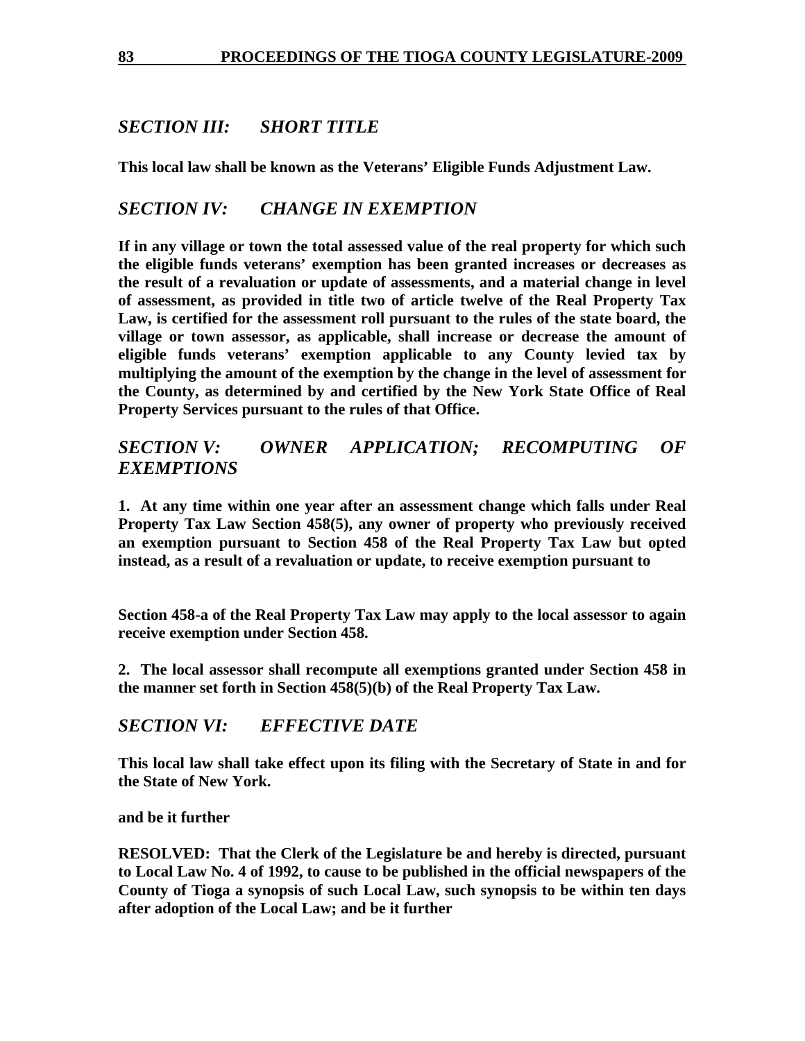## *SECTION III: SHORT TITLE*

**This local law shall be known as the Veterans' Eligible Funds Adjustment Law.**

## *SECTION IV: CHANGE IN EXEMPTION*

**If in any village or town the total assessed value of the real property for which such the eligible funds veterans' exemption has been granted increases or decreases as the result of a revaluation or update of assessments, and a material change in level of assessment, as provided in title two of article twelve of the Real Property Tax Law, is certified for the assessment roll pursuant to the rules of the state board, the village or town assessor, as applicable, shall increase or decrease the amount of eligible funds veterans' exemption applicable to any County levied tax by multiplying the amount of the exemption by the change in the level of assessment for the County, as determined by and certified by the New York State Office of Real Property Services pursuant to the rules of that Office.**

## *SECTION V: OWNER APPLICATION; RECOMPUTING OF EXEMPTIONS*

**1. At any time within one year after an assessment change which falls under Real Property Tax Law Section 458(5), any owner of property who previously received an exemption pursuant to Section 458 of the Real Property Tax Law but opted instead, as a result of a revaluation or update, to receive exemption pursuant to Section 458-a of the Real Property Tax Law may apply to the local assessor to again receive exemption under Section 458.**

**2. The local assessor shall recompute all exemptions granted under Section 458 in the manner set forth in Section 458(5)(b) of the Real Property Tax Law.**

## *SECTION VI: EFFECTIVE DATE*

**This local law shall take effect upon its filing with the Secretary of State in and for the State of New York.**

**and be it further**

**RESOLVED: That the Clerk of the Legislature be and hereby is directed, pursuant to Local Law No. 4 of 1992, to cause to be published in the official newspapers of the County of Tioga a synopsis of such Local Law, such synopsis to be within ten days after adoption of the Local Law; and be it further**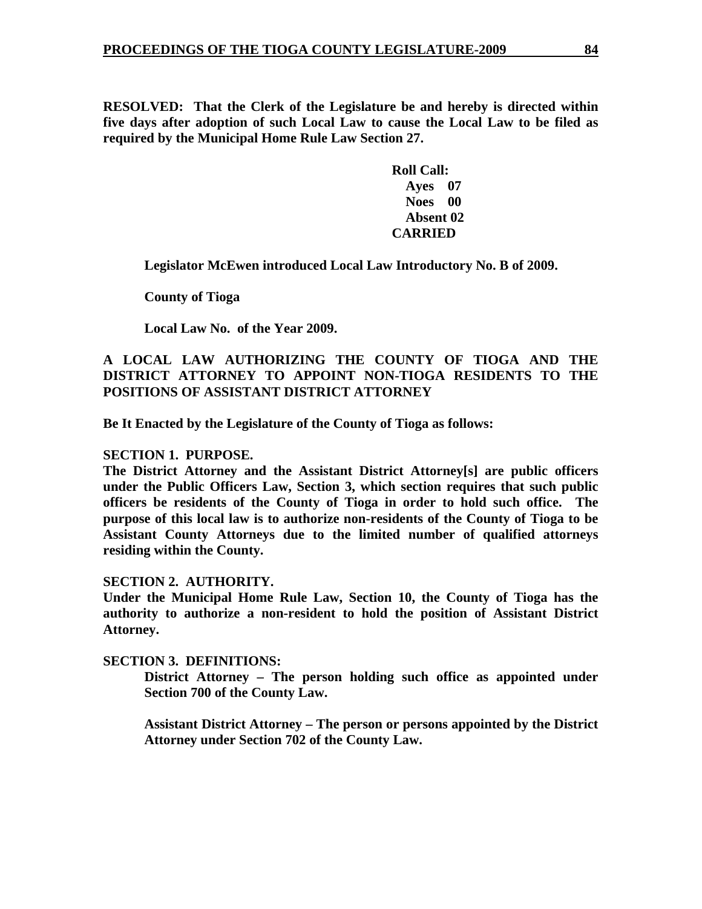**RESOLVED: That the Clerk of the Legislature be and hereby is directed within five days after adoption of such Local Law to cause the Local Law to be filed as required by the Municipal Home Rule Law Section 27.**

**Roll Call:**
**Ayes 07**
**Noes 00**
**Absent 02**
**CARRIED**

**Legislator McEwen introduced Local Law Introductory No. B of 2009.**

**County of Tioga**

**Local Law No. of the Year 2009.**

**A LOCAL LAW AUTHORIZING THE COUNTY OF TIOGA AND THE DISTRICT ATTORNEY TO APPOINT NON-TIOGA RESIDENTS TO THE POSITIONS OF ASSISTANT DISTRICT ATTORNEY**

**Be It Enacted by the Legislature of the County of Tioga as follows:**

**SECTION 1. PURPOSE.**
**The District Attorney and the Assistant District Attorney[s] are public officers under the Public Officers Law, Section 3, which section requires that such public officers be residents of the County of Tioga in order to hold such office. The purpose of this local law is to authorize non-residents of the County of Tioga to be Assistant County Attorneys due to the limited number of qualified attorneys residing within the County.**

**SECTION 2. AUTHORITY.**
**Under the Municipal Home Rule Law, Section 10, the County of Tioga has the authority to authorize a non-resident to hold the position of Assistant District Attorney.**

**SECTION 3. DEFINITIONS:**

**District Attorney – The person holding such office as appointed under Section 700 of the County Law.**

**Assistant District Attorney – The person or persons appointed by the District Attorney under Section 702 of the County Law.**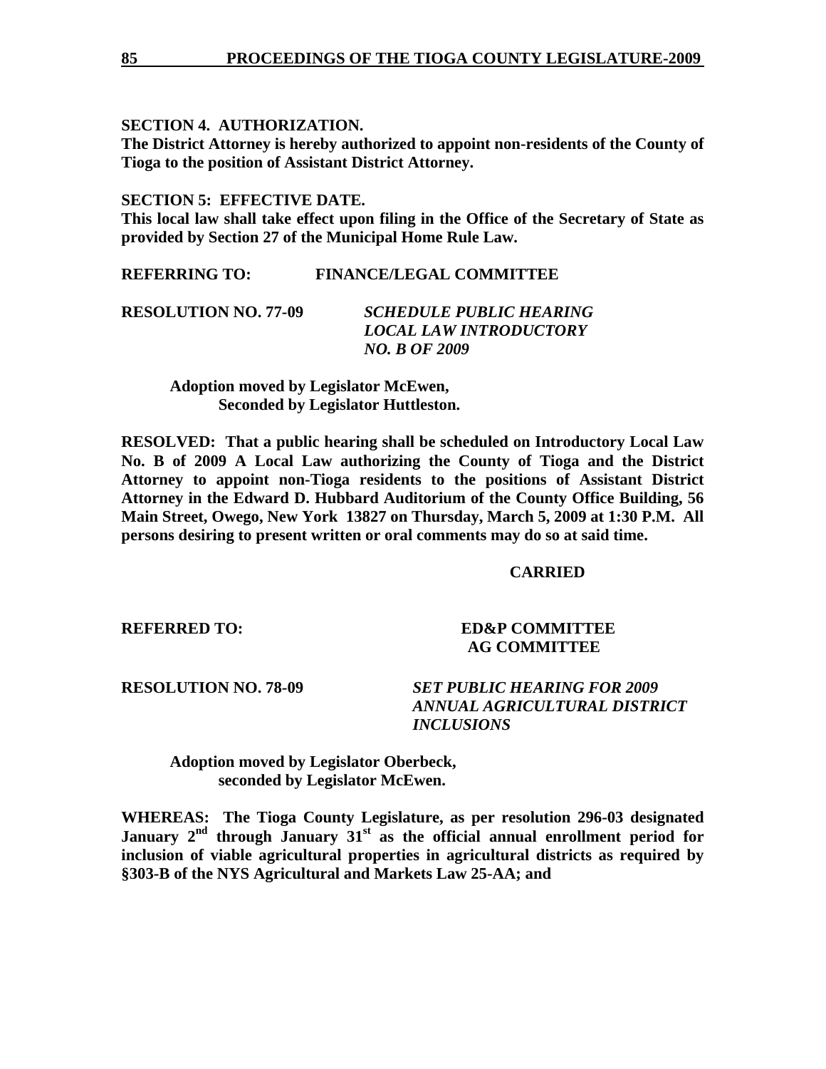**SECTION 4. AUTHORIZATION.**
**The District Attorney is hereby authorized to appoint non-residents of the County of Tioga to the position of Assistant District Attorney.**

**SECTION 5: EFFECTIVE DATE.**
**This local law shall take effect upon filing in the Office of the Secretary of State as provided by Section 27 of the Municipal Home Rule Law.**

**REFERRING TO: FINANCE/LEGAL COMMITTEE**

**RESOLUTION NO. 77-09** ***SCHEDULE PUBLIC HEARING LOCAL LAW INTRODUCTORY NO. B OF 2009***

**Adoption moved by Legislator McEwen,**
**Seconded by Legislator Huttleston.**

**RESOLVED: That a public hearing shall be scheduled on Introductory Local Law No. B of 2009 A Local Law authorizing the County of Tioga and the District Attorney to appoint non-Tioga residents to the positions of Assistant District Attorney in the Edward D. Hubbard Auditorium of the County Office Building, 56 Main Street, Owego, New York 13827 on Thursday, March 5, 2009 at 1:30 P.M. All persons desiring to present written or oral comments may do so at said time.**

**CARRIED**

**REFERRED TO: ED&P COMMITTEE**
**AG COMMITTEE**

**RESOLUTION NO. 78-09** ***SET PUBLIC HEARING FOR 2009 ANNUAL AGRICULTURAL DISTRICT INCLUSIONS***

**Adoption moved by Legislator Oberbeck,**
**seconded by Legislator McEwen.**

**WHEREAS: The Tioga County Legislature, as per resolution 296-03 designated January 2nd through January 31st as the official annual enrollment period for inclusion of viable agricultural properties in agricultural districts as required by §303-B of the NYS Agricultural and Markets Law 25-AA; and**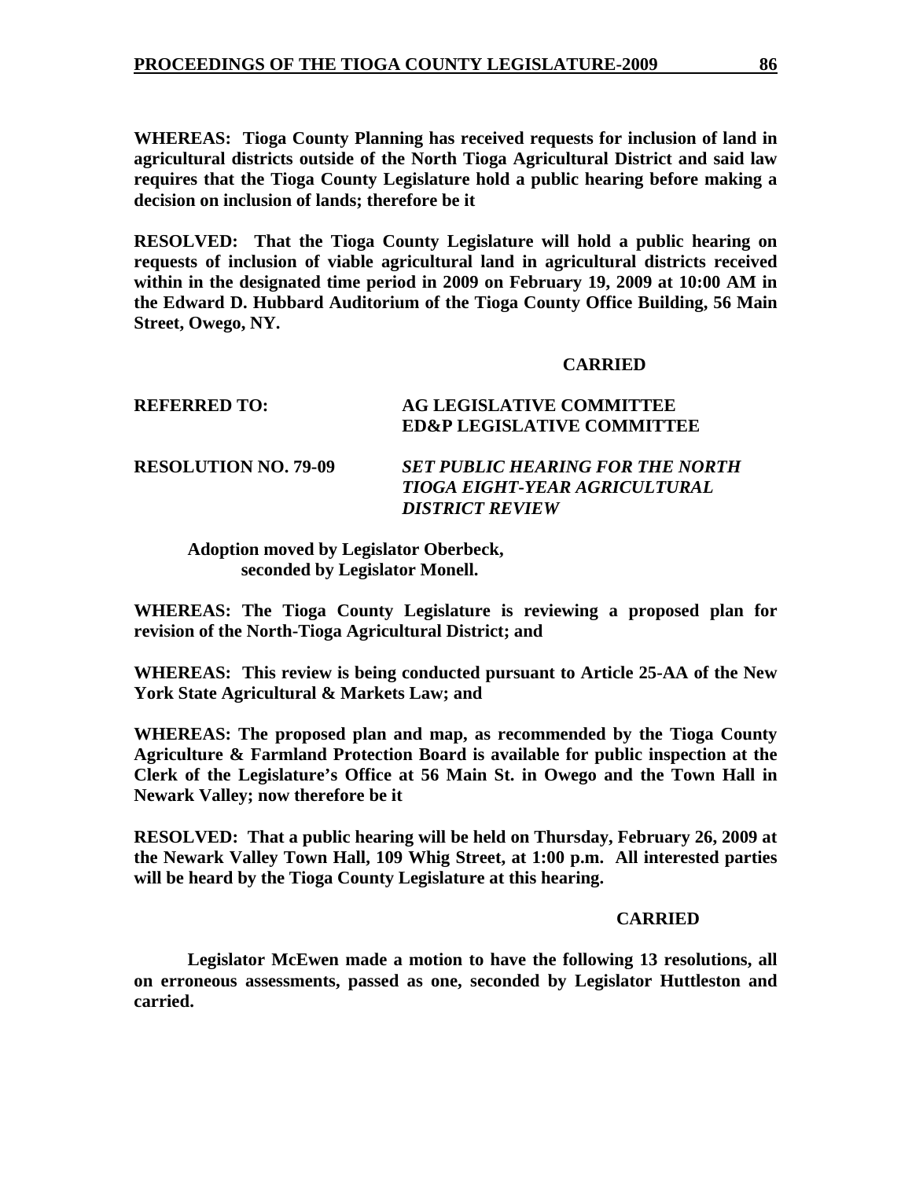**WHEREAS: Tioga County Planning has received requests for inclusion of land in agricultural districts outside of the North Tioga Agricultural District and said law requires that the Tioga County Legislature hold a public hearing before making a decision on inclusion of lands; therefore be it**

**RESOLVED: That the Tioga County Legislature will hold a public hearing on requests of inclusion of viable agricultural land in agricultural districts received within in the designated time period in 2009 on February 19, 2009 at 10:00 AM in the Edward D. Hubbard Auditorium of the Tioga County Office Building, 56 Main Street, Owego, NY.**

**CARRIED**

**REFERRED TO: AG LEGISLATIVE COMMITTEE**
**ED&P LEGISLATIVE COMMITTEE**

**RESOLUTION NO. 79-09** ***SET PUBLIC HEARING FOR THE NORTH TIOGA EIGHT-YEAR AGRICULTURAL DISTRICT REVIEW***

**Adoption moved by Legislator Oberbeck, seconded by Legislator Monell.**

**WHEREAS: The Tioga County Legislature is reviewing a proposed plan for revision of the North-Tioga Agricultural District; and**

**WHEREAS: This review is being conducted pursuant to Article 25-AA of the New York State Agricultural & Markets Law; and**

**WHEREAS: The proposed plan and map, as recommended by the Tioga County Agriculture & Farmland Protection Board is available for public inspection at the Clerk of the Legislature's Office at 56 Main St. in Owego and the Town Hall in Newark Valley; now therefore be it**

**RESOLVED: That a public hearing will be held on Thursday, February 26, 2009 at the Newark Valley Town Hall, 109 Whig Street, at 1:00 p.m. All interested parties will be heard by the Tioga County Legislature at this hearing.**

**CARRIED**

**Legislator McEwen made a motion to have the following 13 resolutions, all on erroneous assessments, passed as one, seconded by Legislator Huttleston and carried.**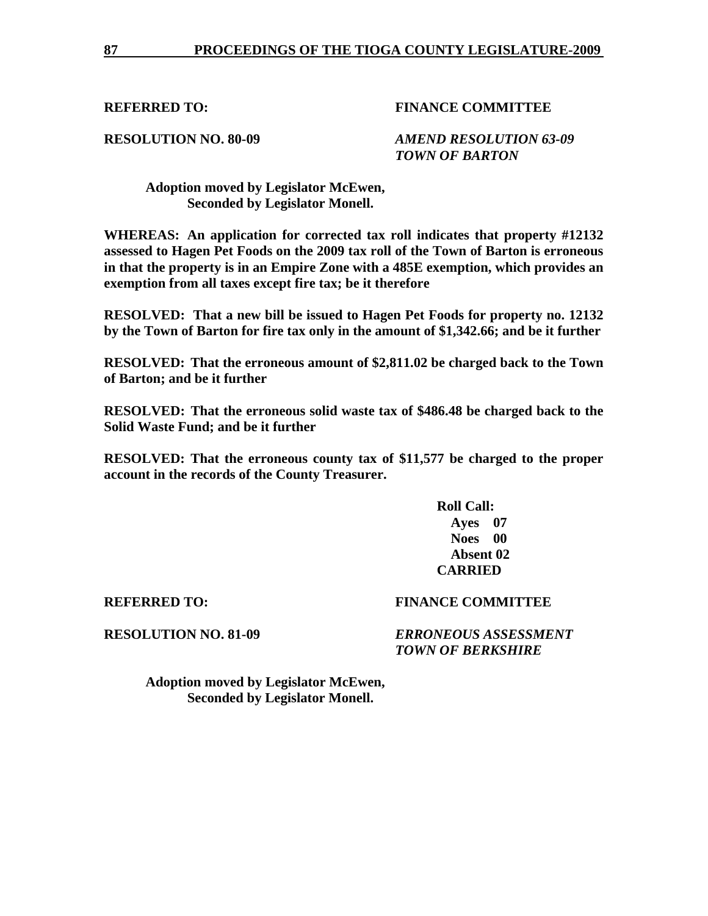**REFERRED TO: FINANCE COMMITTEE**

**RESOLUTION NO. 80-09** ***AMEND RESOLUTION 63-09***
***TOWN OF BARTON***

**Adoption moved by Legislator McEwen,**
**Seconded by Legislator Monell.**

**WHEREAS: An application for corrected tax roll indicates that property #12132 assessed to Hagen Pet Foods on the 2009 tax roll of the Town of Barton is erroneous in that the property is in an Empire Zone with a 485E exemption, which provides an exemption from all taxes except fire tax; be it therefore**

**RESOLVED: That a new bill be issued to Hagen Pet Foods for property no. 12132 by the Town of Barton for fire tax only in the amount of $1,342.66; and be it further**

**RESOLVED: That the erroneous amount of $2,811.02 be charged back to the Town of Barton; and be it further**

**RESOLVED: That the erroneous solid waste tax of $486.48 be charged back to the Solid Waste Fund; and be it further**

**RESOLVED: That the erroneous county tax of $11,577 be charged to the proper account in the records of the County Treasurer.**

**Roll Call:**
**Ayes 07**
**Noes 00**
**Absent 02**
**CARRIED**

**REFERRED TO: FINANCE COMMITTEE**

**RESOLUTION NO. 81-09** ***ERRONEOUS ASSESSMENT***
***TOWN OF BERKSHIRE***

**Adoption moved by Legislator McEwen,**
**Seconded by Legislator Monell.**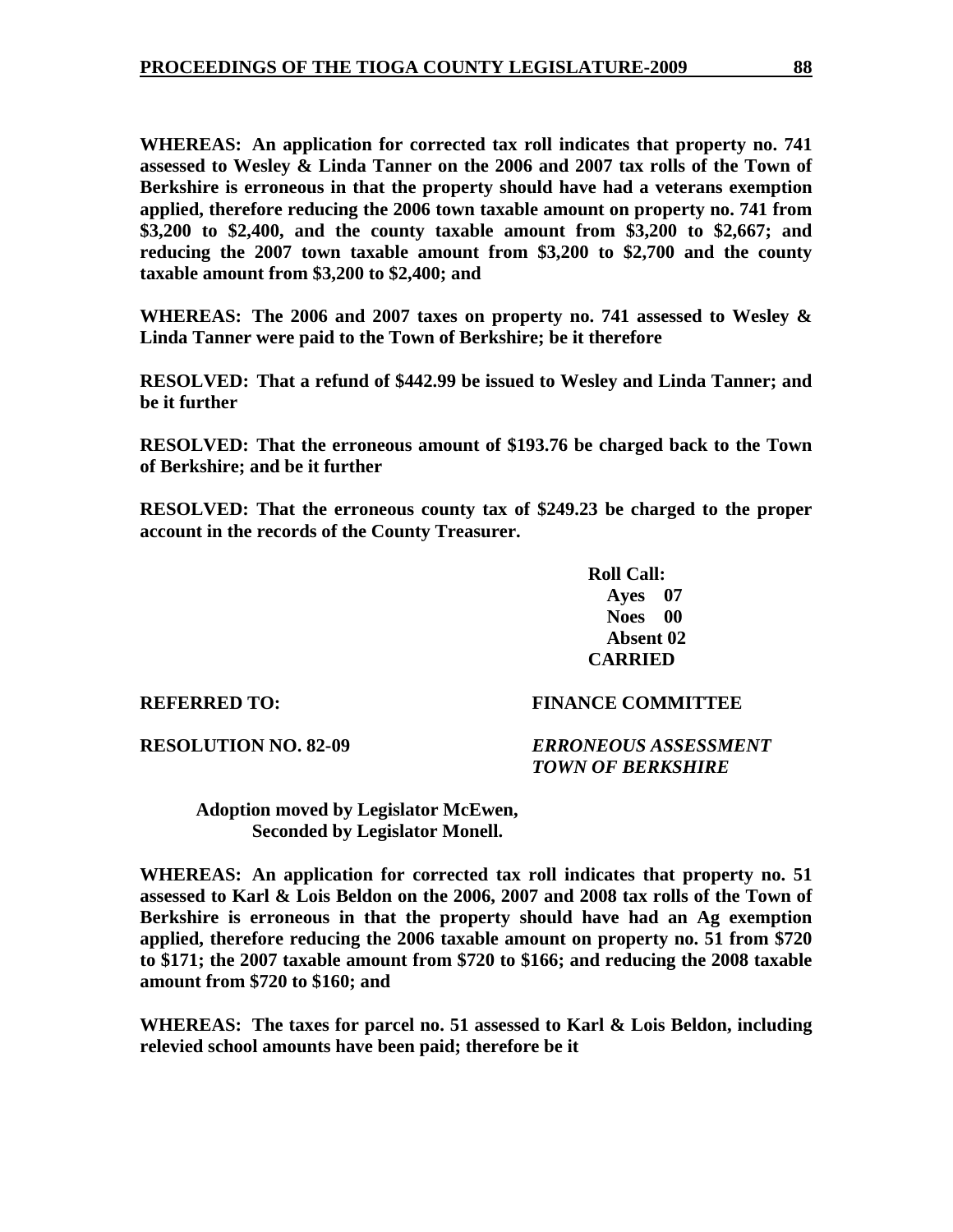**WHEREAS: An application for corrected tax roll indicates that property no. 741 assessed to Wesley & Linda Tanner on the 2006 and 2007 tax rolls of the Town of Berkshire is erroneous in that the property should have had a veterans exemption applied, therefore reducing the 2006 town taxable amount on property no. 741 from $3,200 to $2,400, and the county taxable amount from $3,200 to $2,667; and reducing the 2007 town taxable amount from $3,200 to $2,700 and the county taxable amount from $3,200 to $2,400; and**

**WHEREAS: The 2006 and 2007 taxes on property no. 741 assessed to Wesley & Linda Tanner were paid to the Town of Berkshire; be it therefore**

**RESOLVED: That a refund of $442.99 be issued to Wesley and Linda Tanner; and be it further**

**RESOLVED: That the erroneous amount of $193.76 be charged back to the Town of Berkshire; and be it further**

**RESOLVED: That the erroneous county tax of $249.23 be charged to the proper account in the records of the County Treasurer.**

**Roll Call:**
**Ayes 07**
**Noes 00**
**Absent 02**
**CARRIED**

**REFERRED TO: FINANCE COMMITTEE**

**RESOLUTION NO. 82-09** ***ERRONEOUS ASSESSMENT TOWN OF BERKSHIRE***

**Adoption moved by Legislator McEwen,**
**Seconded by Legislator Monell.**

**WHEREAS: An application for corrected tax roll indicates that property no. 51 assessed to Karl & Lois Beldon on the 2006, 2007 and 2008 tax rolls of the Town of Berkshire is erroneous in that the property should have had an Ag exemption applied, therefore reducing the 2006 taxable amount on property no. 51 from $720 to $171; the 2007 taxable amount from $720 to $166; and reducing the 2008 taxable amount from $720 to $160; and**

**WHEREAS: The taxes for parcel no. 51 assessed to Karl & Lois Beldon, including relevied school amounts have been paid; therefore be it**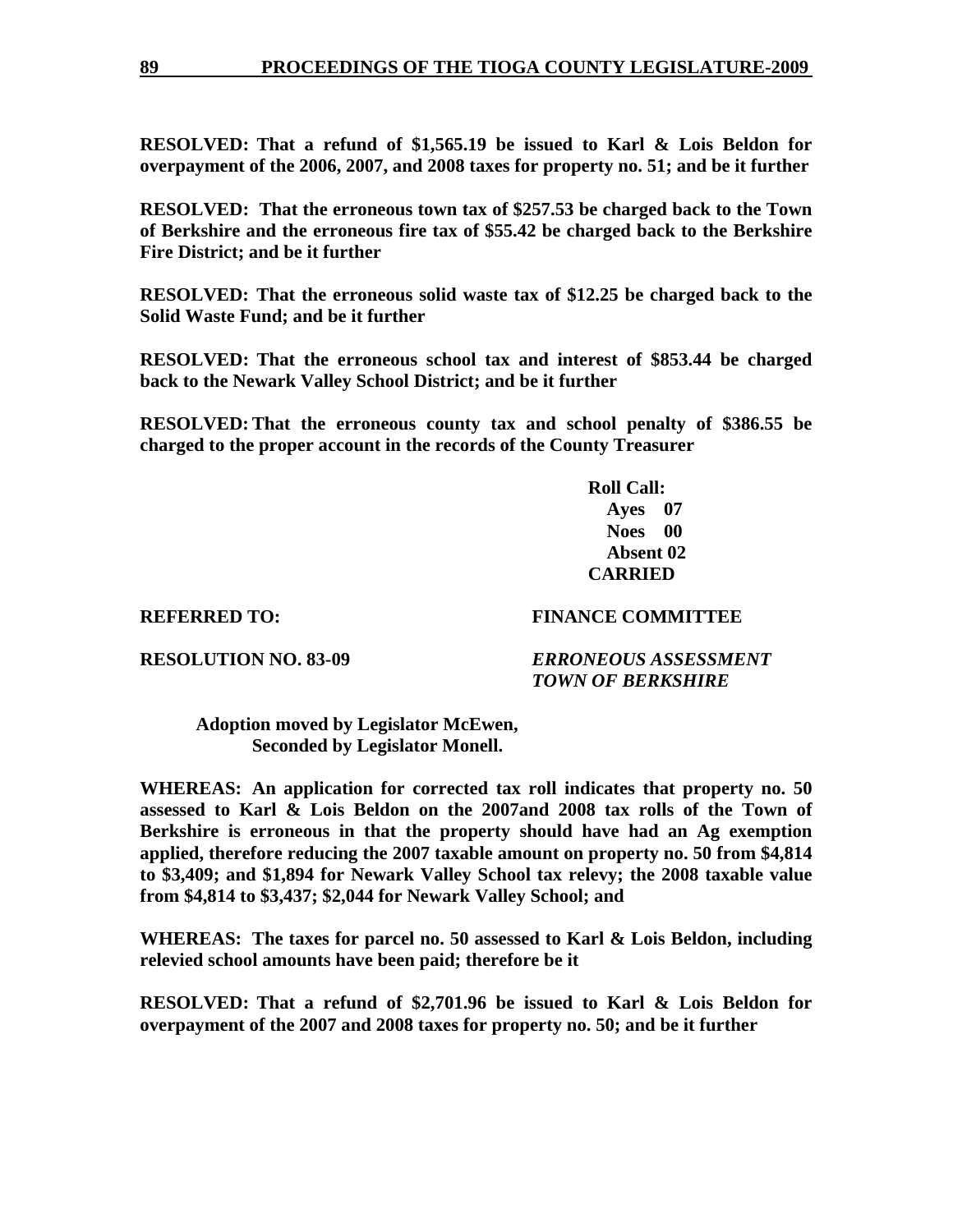**RESOLVED: That a refund of $1,565.19 be issued to Karl & Lois Beldon for overpayment of the 2006, 2007, and 2008 taxes for property no. 51; and be it further**

**RESOLVED: That the erroneous town tax of $257.53 be charged back to the Town of Berkshire and the erroneous fire tax of $55.42 be charged back to the Berkshire Fire District; and be it further**

**RESOLVED: That the erroneous solid waste tax of $12.25 be charged back to the Solid Waste Fund; and be it further**

**RESOLVED: That the erroneous school tax and interest of $853.44 be charged back to the Newark Valley School District; and be it further**

**RESOLVED: That the erroneous county tax and school penalty of $386.55 be charged to the proper account in the records of the County Treasurer**

**Roll Call:**
**Ayes 07**
**Noes 00**
**Absent 02**
**CARRIED**

**REFERRED TO: FINANCE COMMITTEE**

**RESOLUTION NO. 83-09** ***ERRONEOUS ASSESSMENT TOWN OF BERKSHIRE***

**Adoption moved by Legislator McEwen, Seconded by Legislator Monell.**

**WHEREAS: An application for corrected tax roll indicates that property no. 50 assessed to Karl & Lois Beldon on the 2007and 2008 tax rolls of the Town of Berkshire is erroneous in that the property should have had an Ag exemption applied, therefore reducing the 2007 taxable amount on property no. 50 from $4,814 to $3,409; and $1,894 for Newark Valley School tax relevy; the 2008 taxable value from $4,814 to $3,437; $2,044 for Newark Valley School; and**

**WHEREAS: The taxes for parcel no. 50 assessed to Karl & Lois Beldon, including relevied school amounts have been paid; therefore be it**

**RESOLVED: That a refund of $2,701.96 be issued to Karl & Lois Beldon for overpayment of the 2007 and 2008 taxes for property no. 50; and be it further**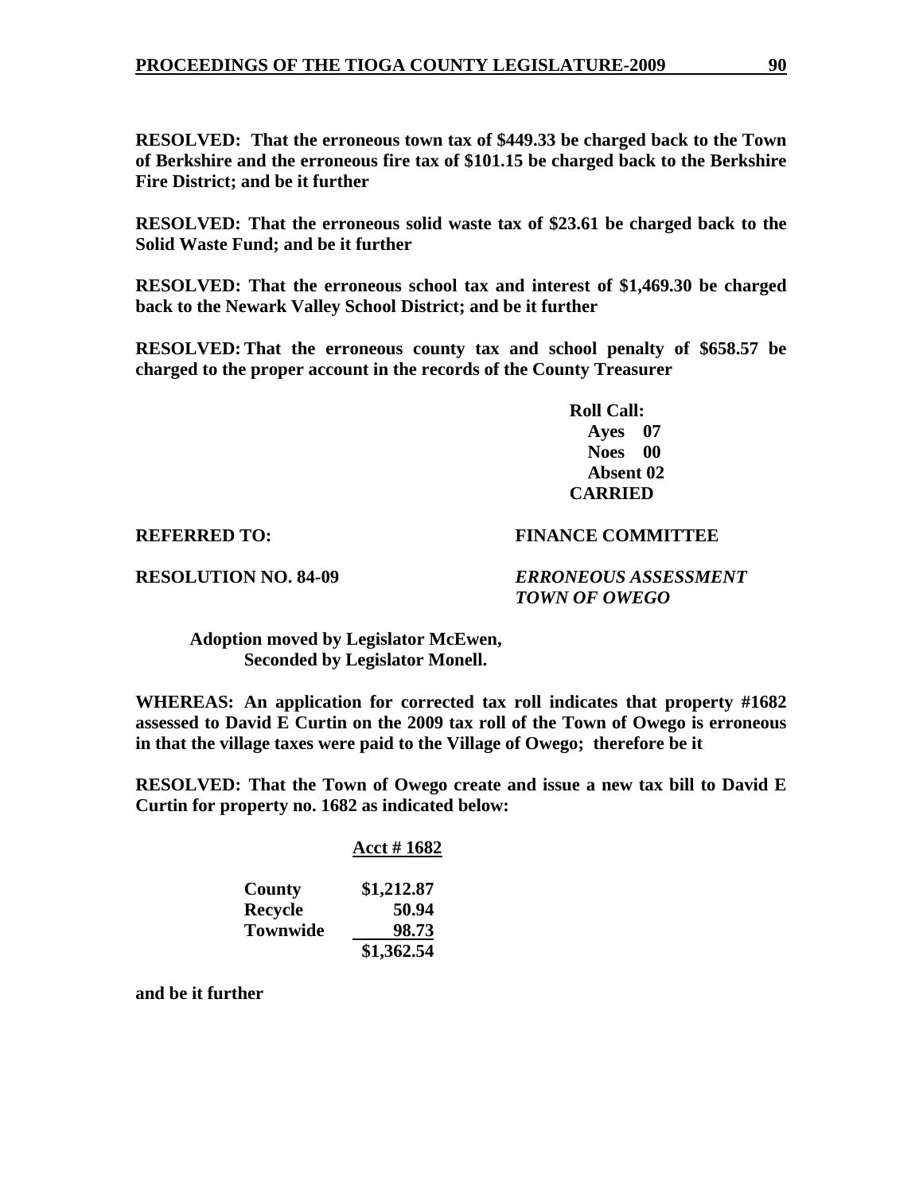**RESOLVED: That the erroneous town tax of $449.33 be charged back to the Town of Berkshire and the erroneous fire tax of $101.15 be charged back to the Berkshire Fire District; and be it further**

**RESOLVED: That the erroneous solid waste tax of $23.61 be charged back to the Solid Waste Fund; and be it further**

**RESOLVED: That the erroneous school tax and interest of $1,469.30 be charged back to the Newark Valley School District; and be it further**

**RESOLVED: That the erroneous county tax and school penalty of $658.57 be charged to the proper account in the records of the County Treasurer**

**Roll Call:**
**Ayes 07**
**Noes 00**
**Absent 02**
**CARRIED**

**REFERRED TO: FINANCE COMMITTEE**

**RESOLUTION NO. 84-09** ***ERRONEOUS ASSESSMENT TOWN OF OWEGO***

**Adoption moved by Legislator McEwen,**
**Seconded by Legislator Monell.**

**WHEREAS: An application for corrected tax roll indicates that property #1682 assessed to David E Curtin on the 2009 tax roll of the Town of Owego is erroneous in that the village taxes were paid to the Village of Owego; therefore be it**

**RESOLVED: That the Town of Owego create and issue a new tax bill to David E Curtin for property no. 1682 as indicated below:**

| | Acct # 1682 |
|---|---|
| County | $1,212.87 |
| Recycle | 50.94 |
| Townwide | 98.73 |
| | $1,362.54 |

**and be it further**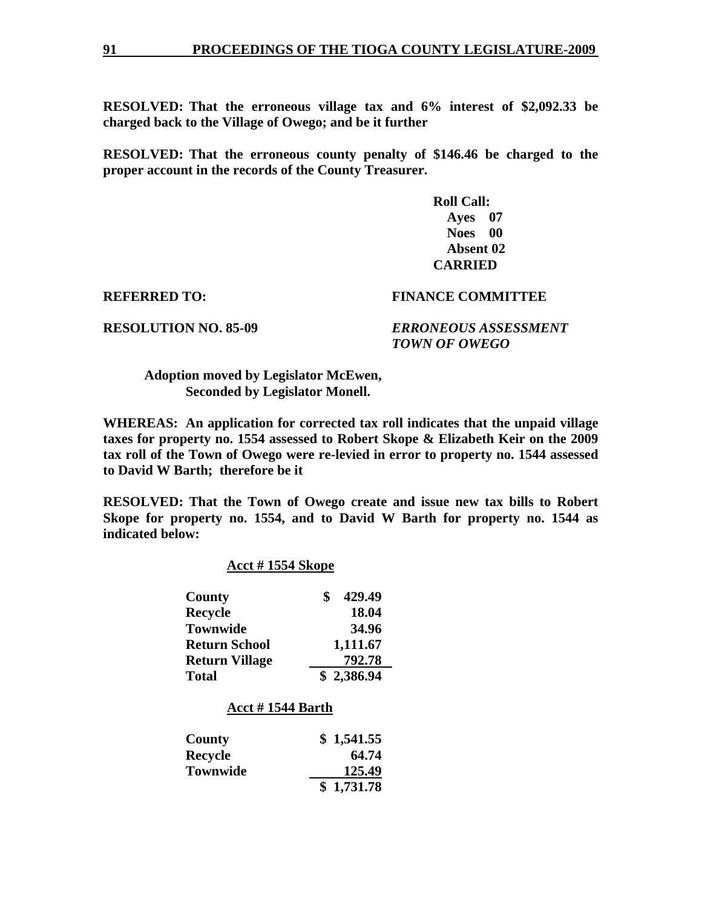**RESOLVED: That the erroneous village tax and 6% interest of $2,092.33 be charged back to the Village of Owego; and be it further**

**RESOLVED: That the erroneous county penalty of $146.46 be charged to the proper account in the records of the County Treasurer.**

**Roll Call:**
**Ayes 07**
**Noes 00**
**Absent 02**
**CARRIED**

**REFERRED TO:** **FINANCE COMMITTEE**

**RESOLUTION NO. 85-09** ***ERRONEOUS ASSESSMENT TOWN OF OWEGO***

**Adoption moved by Legislator McEwen,**
**Seconded by Legislator Monell.**

**WHEREAS: An application for corrected tax roll indicates that the unpaid village taxes for property no. 1554 assessed to Robert Skope & Elizabeth Keir on the 2009 tax roll of the Town of Owego were re-levied in error to property no. 1544 assessed to David W Barth; therefore be it**

**RESOLVED: That the Town of Owego create and issue new tax bills to Robert Skope for property no. 1554, and to David W Barth for property no. 1544 as indicated below:**

**Acct # 1554 Skope**

| | |
|---|---|
| **County** | **$ 429.49** |
| **Recycle** | **18.04** |
| **Townwide** | **34.96** |
| **Return School** | **1,111.67** |
| **Return Village** | **792.78** |
| **Total** | **$ 2,386.94** |

**Acct # 1544 Barth**

| | |
|---|---|
| **County** | **$ 1,541.55** |
| **Recycle** | **64.74** |
| **Townwide** | **125.49** |
| | **$ 1,731.78** |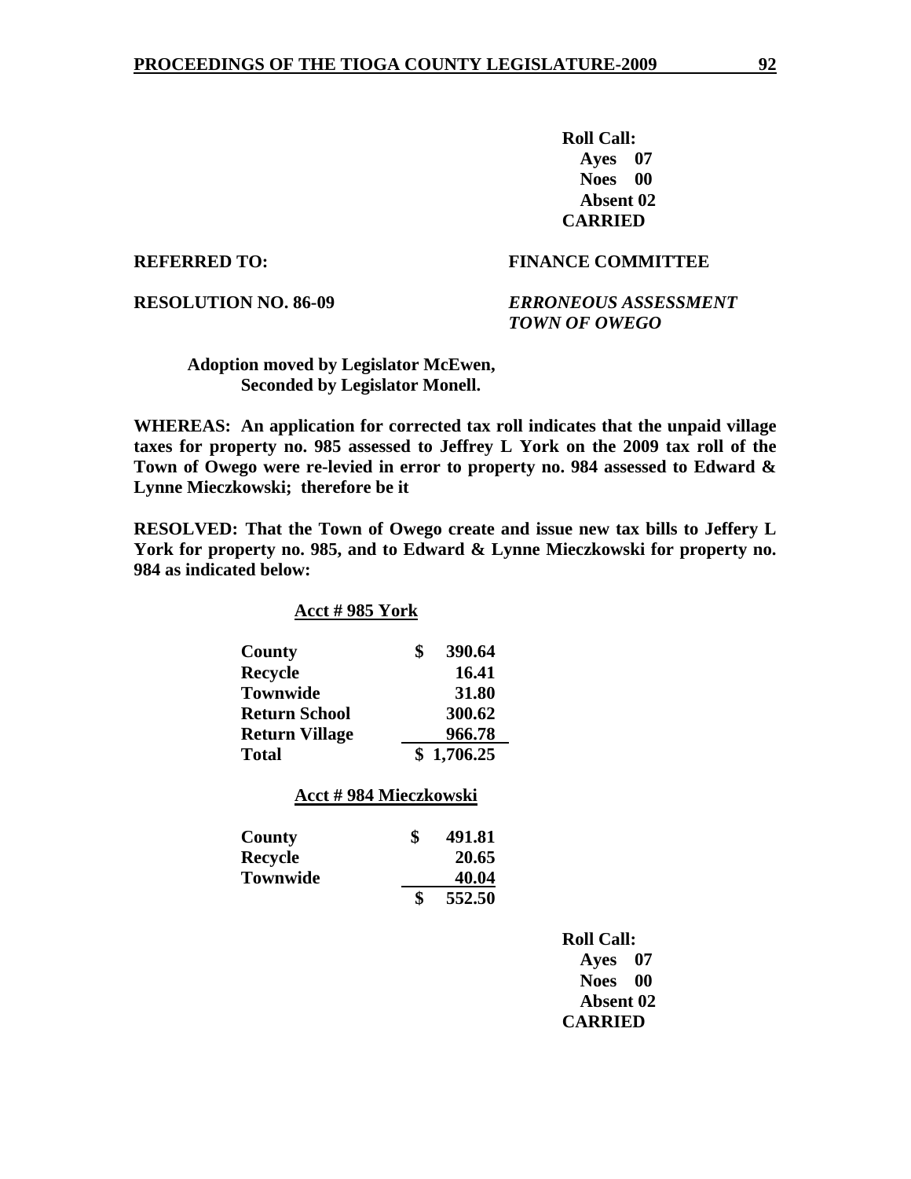**Roll Call:**
**Ayes 07**
**Noes 00**
**Absent 02**
**CARRIED**

**REFERRED TO:** **FINANCE COMMITTEE**

**RESOLUTION NO. 86-09** ***ERRONEOUS ASSESSMENT TOWN OF OWEGO***

**Adoption moved by Legislator McEwen,**
**Seconded by Legislator Monell.**

**WHEREAS: An application for corrected tax roll indicates that the unpaid village taxes for property no. 985 assessed to Jeffrey L York on the 2009 tax roll of the Town of Owego were re-levied in error to property no. 984 assessed to Edward & Lynne Mieczkowski; therefore be it**

**RESOLVED: That the Town of Owego create and issue new tax bills to Jeffery L York for property no. 985, and to Edward & Lynne Mieczkowski for property no. 984 as indicated below:**

**Acct # 985 York**

| | |
|---|---|
| **County** | **$ 390.64** |
| **Recycle** | **16.41** |
| **Townwide** | **31.80** |
| **Return School** | **300.62** |
| **Return Village** | **966.78** |
| **Total** | **$ 1,706.25** |

**Acct # 984 Mieczkowski**

| | |
|---|---|
| **County** | **$ 491.81** |
| **Recycle** | **20.65** |
| **Townwide** | **40.04** |
| | **$ 552.50** |

**Roll Call:**
**Ayes 07**
**Noes 00**
**Absent 02**
**CARRIED**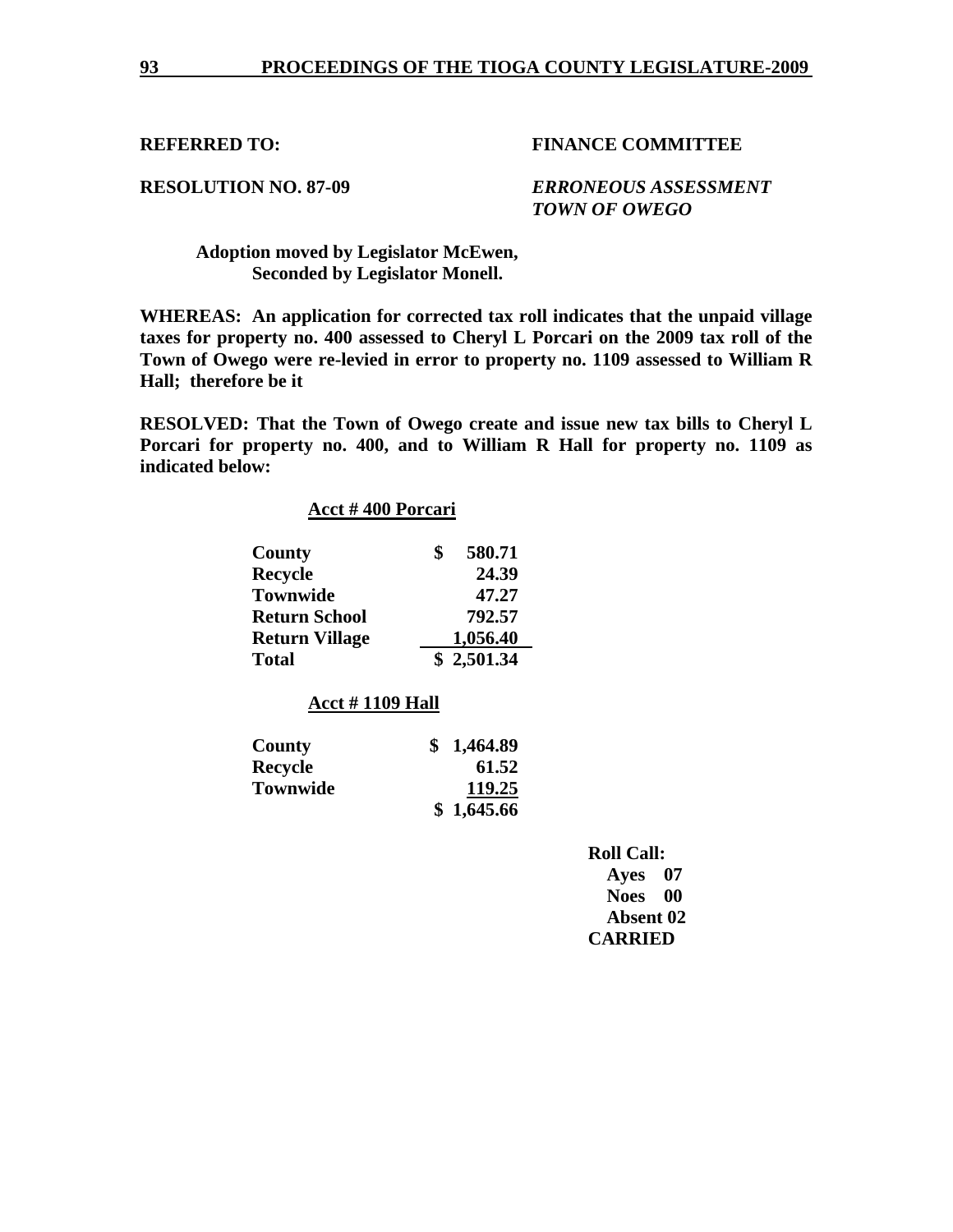**REFERRED TO:** **FINANCE COMMITTEE**

**RESOLUTION NO. 87-09** ***ERRONEOUS ASSESSMENT TOWN OF OWEGO***

**Adoption moved by Legislator McEwen,**
**Seconded by Legislator Monell.**

**WHEREAS: An application for corrected tax roll indicates that the unpaid village taxes for property no. 400 assessed to Cheryl L Porcari on the 2009 tax roll of the Town of Owego were re-levied in error to property no. 1109 assessed to William R Hall; therefore be it**

**RESOLVED: That the Town of Owego create and issue new tax bills to Cheryl L Porcari for property no. 400, and to William R Hall for property no. 1109 as indicated below:**

**Acct # 400 Porcari**

| | |
|---|---|
| **County** | **$ 580.71** |
| **Recycle** | **24.39** |
| **Townwide** | **47.27** |
| **Return School** | **792.57** |
| **Return Village** | **1,056.40** |
| **Total** | **$ 2,501.34** |

**Acct # 1109 Hall**

| | |
|---|---|
| **County** | **$ 1,464.89** |
| **Recycle** | **61.52** |
| **Townwide** | **119.25** |
| | **$ 1,645.66** |

**Roll Call:**
**Ayes 07**
**Noes 00**
**Absent 02**
**CARRIED**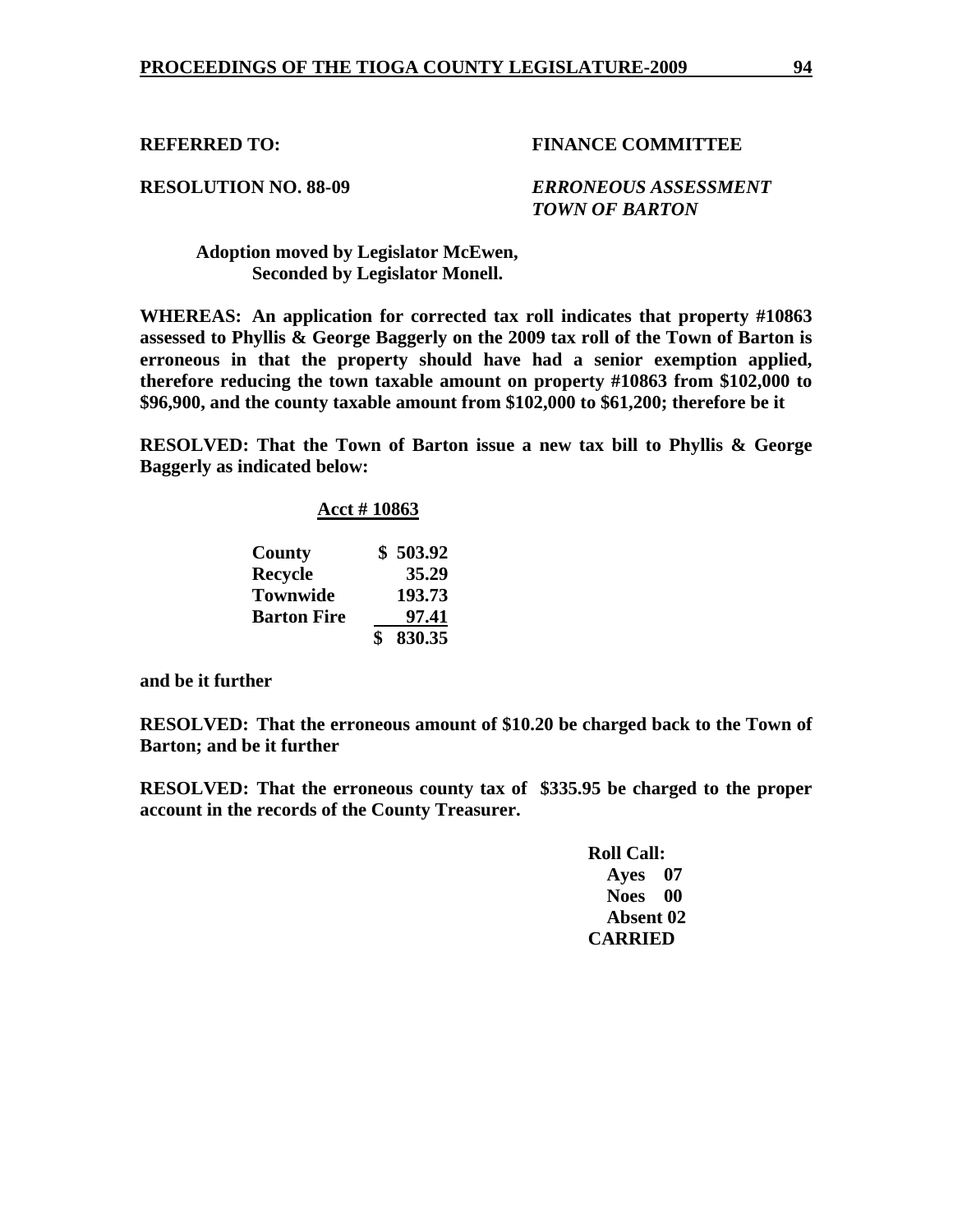**REFERRED TO:** **FINANCE COMMITTEE**

**RESOLUTION NO. 88-09** ***ERRONEOUS ASSESSMENT TOWN OF BARTON***

**Adoption moved by Legislator McEwen,**
**Seconded by Legislator Monell.**

**WHEREAS: An application for corrected tax roll indicates that property #10863 assessed to Phyllis & George Baggerly on the 2009 tax roll of the Town of Barton is erroneous in that the property should have had a senior exemption applied, therefore reducing the town taxable amount on property #10863 from $102,000 to $96,900, and the county taxable amount from $102,000 to $61,200; therefore be it**

**RESOLVED: That the Town of Barton issue a new tax bill to Phyllis & George Baggerly as indicated below:**

**Acct # 10863**

| | |
|---|---|
| **County** | **$ 503.92** |
| **Recycle** | **35.29** |
| **Townwide** | **193.73** |
| **Barton Fire** | **97.41** |
| | **$ 830.35** |

**and be it further**

**RESOLVED: That the erroneous amount of $10.20 be charged back to the Town of Barton; and be it further**

**RESOLVED: That the erroneous county tax of $335.95 be charged to the proper account in the records of the County Treasurer.**

**Roll Call:**
**Ayes 07**
**Noes 00**
**Absent 02**
**CARRIED**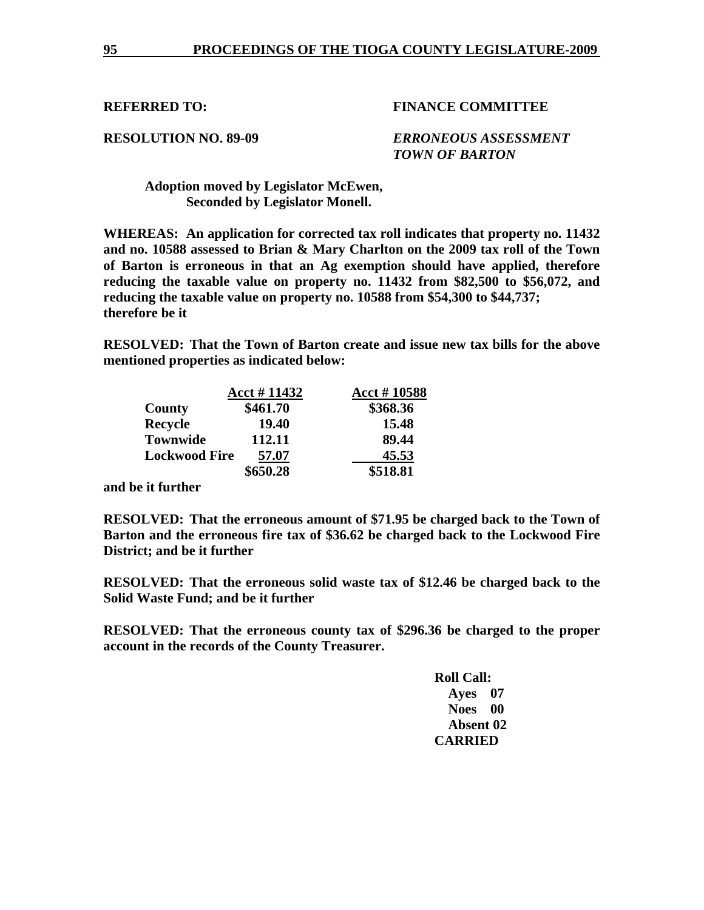**REFERRED TO:** **FINANCE COMMITTEE**

**RESOLUTION NO. 89-09** ***ERRONEOUS ASSESSMENT TOWN OF BARTON***

**Adoption moved by Legislator McEwen, Seconded by Legislator Monell.**

**WHEREAS: An application for corrected tax roll indicates that property no. 11432 and no. 10588 assessed to Brian & Mary Charlton on the 2009 tax roll of the Town of Barton is erroneous in that an Ag exemption should have applied, therefore reducing the taxable value on property no. 11432 from $82,500 to $56,072, and reducing the taxable value on property no. 10588 from $54,300 to $44,737; therefore be it**

**RESOLVED: That the Town of Barton create and issue new tax bills for the above mentioned properties as indicated below:**

| | Acct # 11432 | Acct # 10588 |
|---|---|---|
| **County** | **$461.70** | **$368.36** |
| **Recycle** | **19.40** | **15.48** |
| **Townwide** | **112.11** | **89.44** |
| **Lockwood Fire** | **57.07** | **45.53** |
| | **$650.28** | **$518.81** |

**and be it further**

**RESOLVED: That the erroneous amount of $71.95 be charged back to the Town of Barton and the erroneous fire tax of $36.62 be charged back to the Lockwood Fire District; and be it further**

**RESOLVED: That the erroneous solid waste tax of $12.46 be charged back to the Solid Waste Fund; and be it further**

**RESOLVED: That the erroneous county tax of $296.36 be charged to the proper account in the records of the County Treasurer.**

**Roll Call:**
**Ayes 07**
**Noes 00**
**Absent 02**
**CARRIED**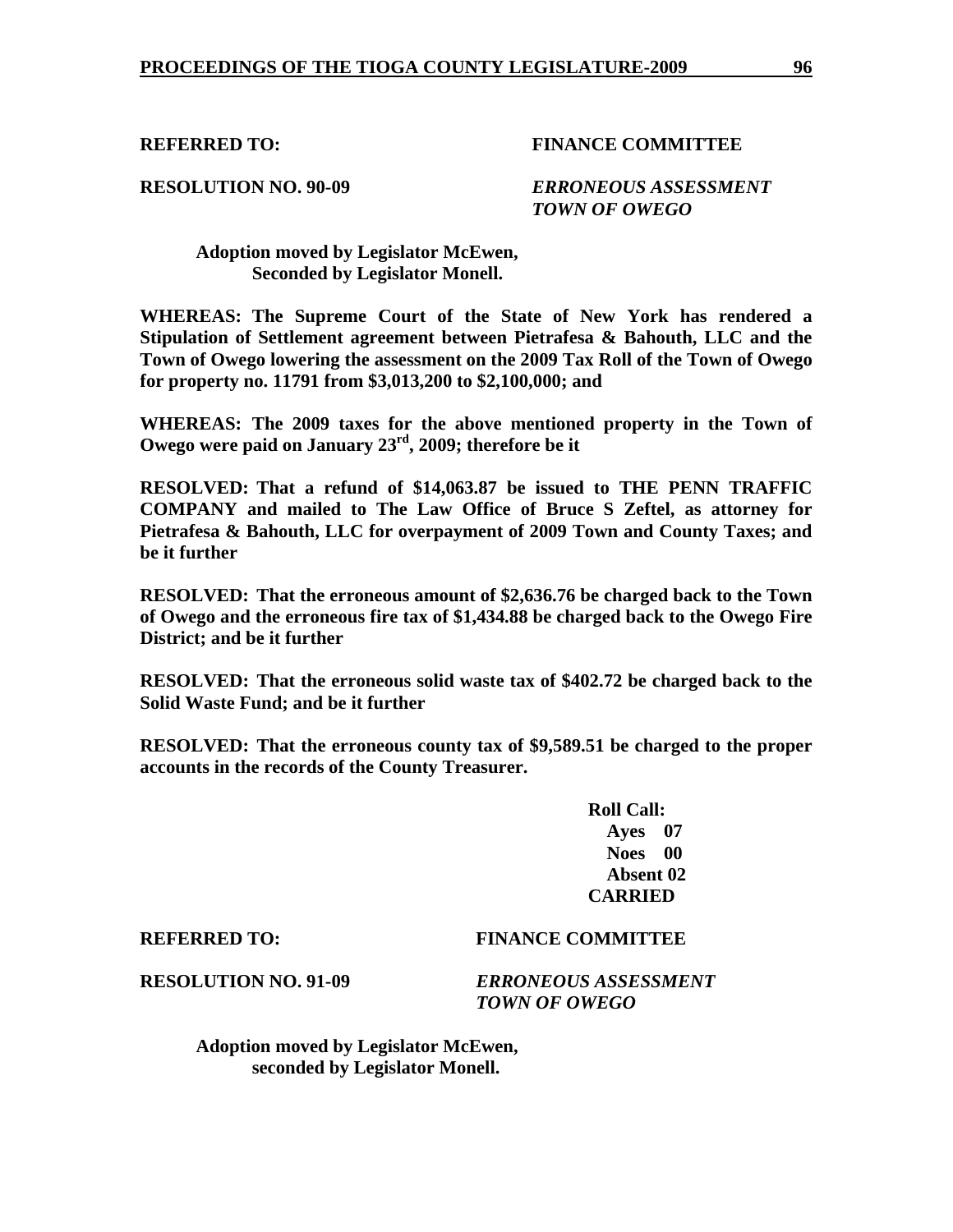**REFERRED TO:** **FINANCE COMMITTEE**

**RESOLUTION NO. 90-09** ***ERRONEOUS ASSESSMENT TOWN OF OWEGO***

**Adoption moved by Legislator McEwen,**
**Seconded by Legislator Monell.**

**WHEREAS: The Supreme Court of the State of New York has rendered a Stipulation of Settlement agreement between Pietrafesa & Bahouth, LLC and the Town of Owego lowering the assessment on the 2009 Tax Roll of the Town of Owego for property no. 11791 from $3,013,200 to $2,100,000; and**

**WHEREAS: The 2009 taxes for the above mentioned property in the Town of Owego were paid on January 23rd, 2009; therefore be it**

**RESOLVED: That a refund of $14,063.87 be issued to THE PENN TRAFFIC COMPANY and mailed to The Law Office of Bruce S Zeftel, as attorney for Pietrafesa & Bahouth, LLC for overpayment of 2009 Town and County Taxes; and be it further**

**RESOLVED: That the erroneous amount of $2,636.76 be charged back to the Town of Owego and the erroneous fire tax of $1,434.88 be charged back to the Owego Fire District; and be it further**

**RESOLVED: That the erroneous solid waste tax of $402.72 be charged back to the Solid Waste Fund; and be it further**

**RESOLVED: That the erroneous county tax of $9,589.51 be charged to the proper accounts in the records of the County Treasurer.**

**Roll Call:**
**Ayes 07**
**Noes 00**
**Absent 02**
**CARRIED**

**REFERRED TO:** **FINANCE COMMITTEE**

**RESOLUTION NO. 91-09** ***ERRONEOUS ASSESSMENT TOWN OF OWEGO***

**Adoption moved by Legislator McEwen,**
**seconded by Legislator Monell.**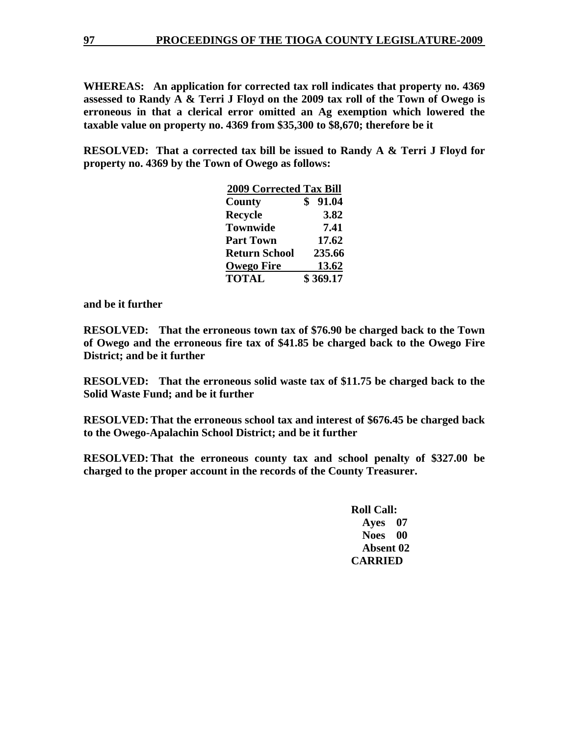**WHEREAS: An application for corrected tax roll indicates that property no. 4369 assessed to Randy A & Terri J Floyd on the 2009 tax roll of the Town of Owego is erroneous in that a clerical error omitted an Ag exemption which lowered the taxable value on property no. 4369 from $35,300 to $8,670; therefore be it**

**RESOLVED: That a corrected tax bill be issued to Randy A & Terri J Floyd for property no. 4369 by the Town of Owego as follows:**

| 2009 Corrected Tax Bill | |
|---|---|
| **County** | **$ 91.04** |
| **Recycle** | **3.82** |
| **Townwide** | **7.41** |
| **Part Town** | **17.62** |
| **Return School** | **235.66** |
| **Owego Fire** | **13.62** |
| **TOTAL** | **$ 369.17** |

**and be it further**

**RESOLVED: That the erroneous town tax of $76.90 be charged back to the Town of Owego and the erroneous fire tax of $41.85 be charged back to the Owego Fire District; and be it further**

**RESOLVED: That the erroneous solid waste tax of $11.75 be charged back to the Solid Waste Fund; and be it further**

**RESOLVED: That the erroneous school tax and interest of $676.45 be charged back to the Owego-Apalachin School District; and be it further**

**RESOLVED: That the erroneous county tax and school penalty of $327.00 be charged to the proper account in the records of the County Treasurer.**

**Roll Call:**
**Ayes 07**
**Noes 00**
**Absent 02**
**CARRIED**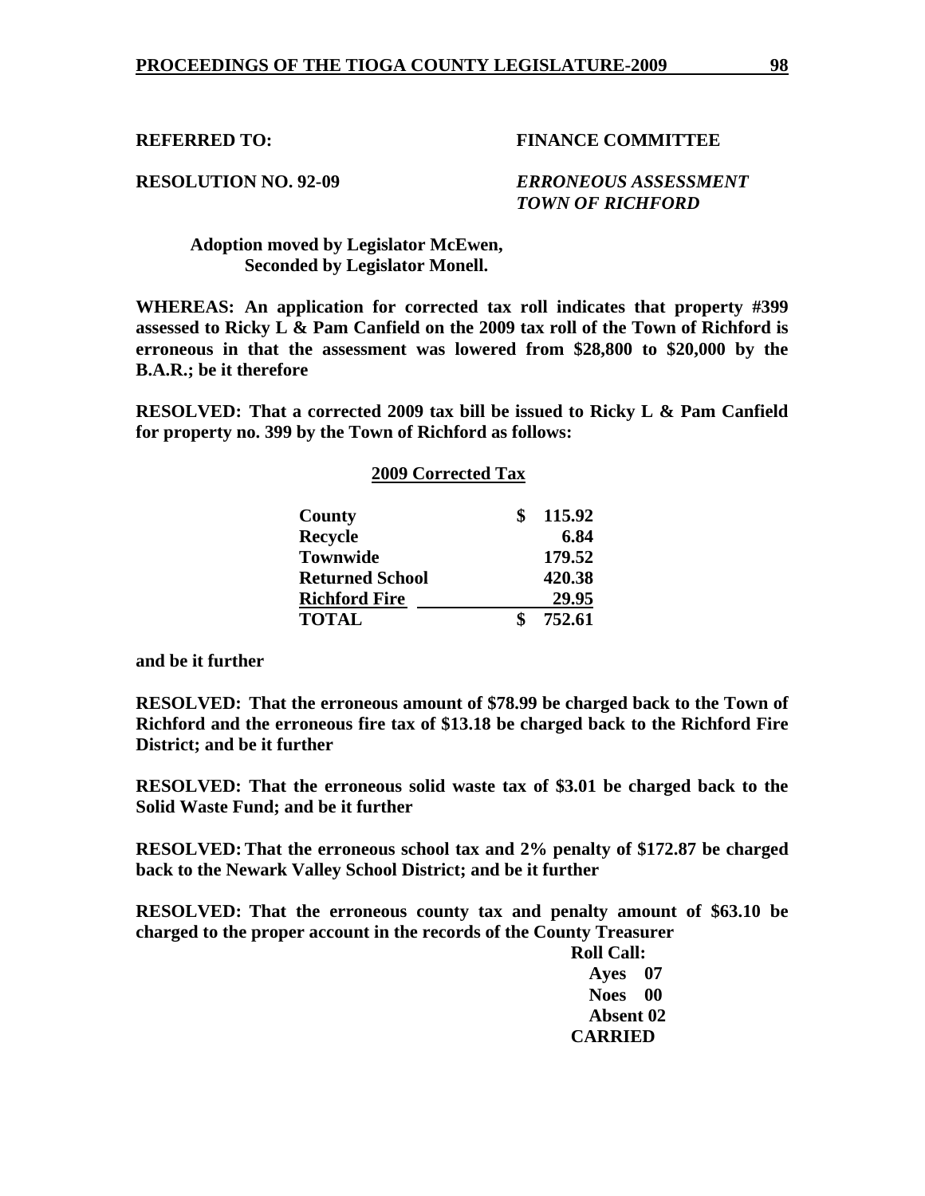**REFERRED TO:** **FINANCE COMMITTEE**

**RESOLUTION NO. 92-09** ***ERRONEOUS ASSESSMENT TOWN OF RICHFORD***

**Adoption moved by Legislator McEwen,**
**Seconded by Legislator Monell.**

**WHEREAS: An application for corrected tax roll indicates that property #399 assessed to Ricky L & Pam Canfield on the 2009 tax roll of the Town of Richford is erroneous in that the assessment was lowered from $28,800 to $20,000 by the B.A.R.; be it therefore**

**RESOLVED: That a corrected 2009 tax bill be issued to Ricky L & Pam Canfield for property no. 399 by the Town of Richford as follows:**

**2009 Corrected Tax**

| | |
|---|---|
| **County** | **$ 115.92** |
| **Recycle** | **6.84** |
| **Townwide** | **179.52** |
| **Returned School** | **420.38** |
| **Richford Fire** | **29.95** |
| **TOTAL** | **$ 752.61** |

**and be it further**

**RESOLVED: That the erroneous amount of $78.99 be charged back to the Town of Richford and the erroneous fire tax of $13.18 be charged back to the Richford Fire District; and be it further**

**RESOLVED: That the erroneous solid waste tax of $3.01 be charged back to the Solid Waste Fund; and be it further**

**RESOLVED: That the erroneous school tax and 2% penalty of $172.87 be charged back to the Newark Valley School District; and be it further**

**RESOLVED: That the erroneous county tax and penalty amount of $63.10 be charged to the proper account in the records of the County Treasurer**

**Roll Call:**
**Ayes 07**
**Noes 00**
**Absent 02**
**CARRIED**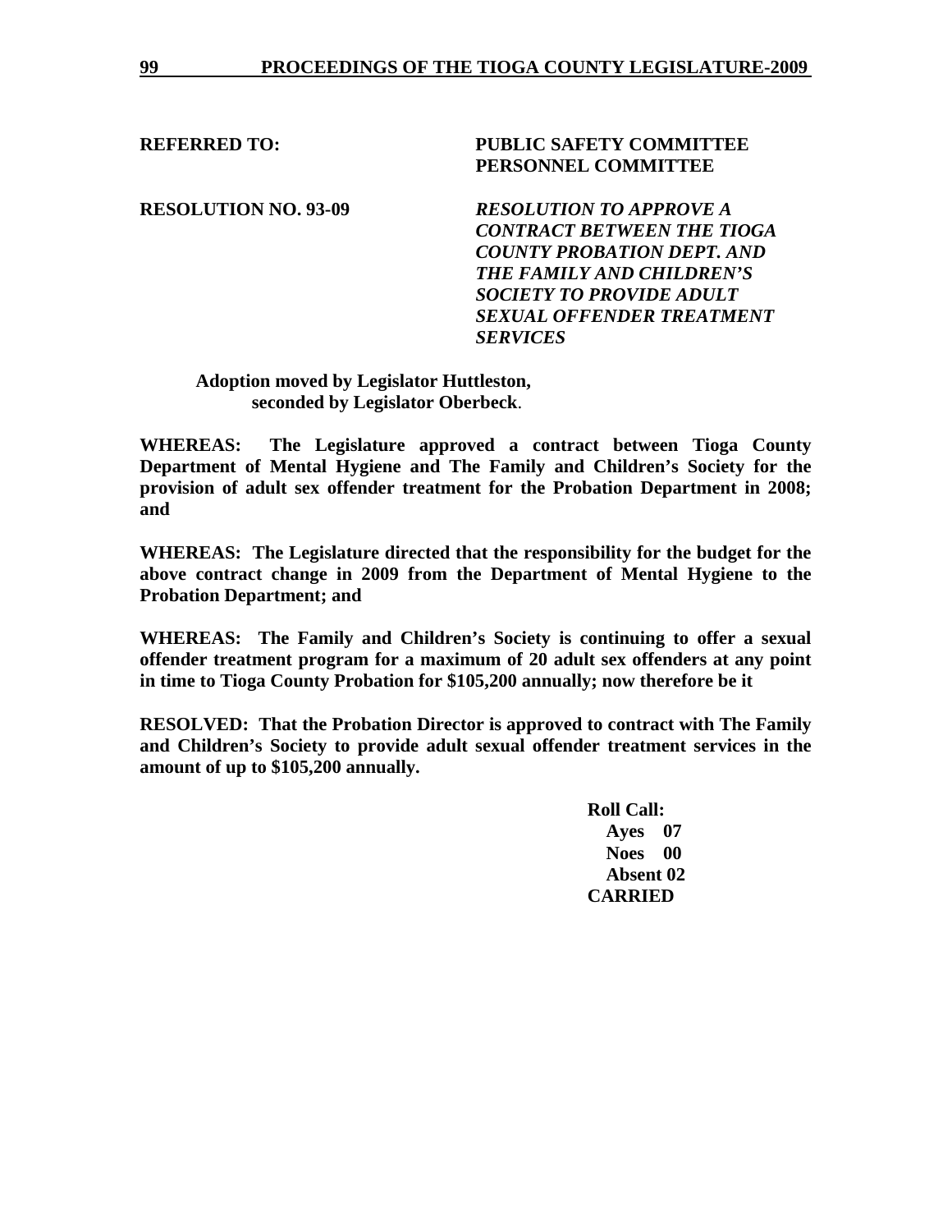**REFERRED TO:** **PUBLIC SAFETY COMMITTEE**
**PERSONNEL COMMITTEE**

**RESOLUTION NO. 93-09** ***RESOLUTION TO APPROVE A CONTRACT BETWEEN THE TIOGA COUNTY PROBATION DEPT. AND THE FAMILY AND CHILDREN'S SOCIETY TO PROVIDE ADULT SEXUAL OFFENDER TREATMENT SERVICES***

**Adoption moved by Legislator Huttleston, seconded by Legislator Oberbeck**.

**WHEREAS: The Legislature approved a contract between Tioga County Department of Mental Hygiene and The Family and Children's Society for the provision of adult sex offender treatment for the Probation Department in 2008; and**

**WHEREAS: The Legislature directed that the responsibility for the budget for the above contract change in 2009 from the Department of Mental Hygiene to the Probation Department; and**

**WHEREAS: The Family and Children's Society is continuing to offer a sexual offender treatment program for a maximum of 20 adult sex offenders at any point in time to Tioga County Probation for $105,200 annually; now therefore be it**

**RESOLVED: That the Probation Director is approved to contract with The Family and Children's Society to provide adult sexual offender treatment services in the amount of up to $105,200 annually.**

**Roll Call:**
**Ayes 07**
**Noes 00**
**Absent 02**
**CARRIED**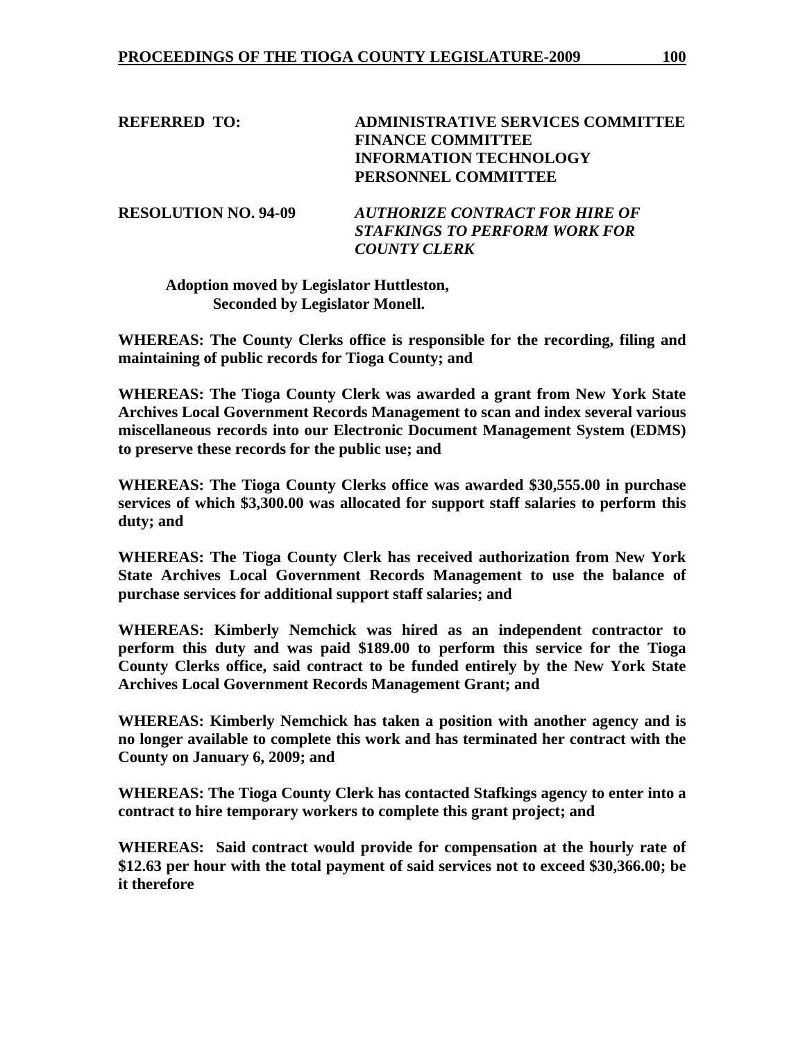**REFERRED TO:** **ADMINISTRATIVE SERVICES COMMITTEE**
**FINANCE COMMITTEE**
**INFORMATION TECHNOLOGY**
**PERSONNEL COMMITTEE**

**RESOLUTION NO. 94-09** ***AUTHORIZE CONTRACT FOR HIRE OF STAFKINGS TO PERFORM WORK FOR COUNTY CLERK***

**Adoption moved by Legislator Huttleston,**
**Seconded by Legislator Monell.**

**WHEREAS: The County Clerks office is responsible for the recording, filing and maintaining of public records for Tioga County; and**

**WHEREAS: The Tioga County Clerk was awarded a grant from New York State Archives Local Government Records Management to scan and index several various miscellaneous records into our Electronic Document Management System (EDMS) to preserve these records for the public use; and**

**WHEREAS: The Tioga County Clerks office was awarded $30,555.00 in purchase services of which $3,300.00 was allocated for support staff salaries to perform this duty; and**

**WHEREAS: The Tioga County Clerk has received authorization from New York State Archives Local Government Records Management to use the balance of purchase services for additional support staff salaries; and**

**WHEREAS: Kimberly Nemchick was hired as an independent contractor to perform this duty and was paid $189.00 to perform this service for the Tioga County Clerks office, said contract to be funded entirely by the New York State Archives Local Government Records Management Grant; and**

**WHEREAS: Kimberly Nemchick has taken a position with another agency and is no longer available to complete this work and has terminated her contract with the County on January 6, 2009; and**

**WHEREAS: The Tioga County Clerk has contacted Stafkings agency to enter into a contract to hire temporary workers to complete this grant project; and**

**WHEREAS: Said contract would provide for compensation at the hourly rate of $12.63 per hour with the total payment of said services not to exceed $30,366.00; be it therefore**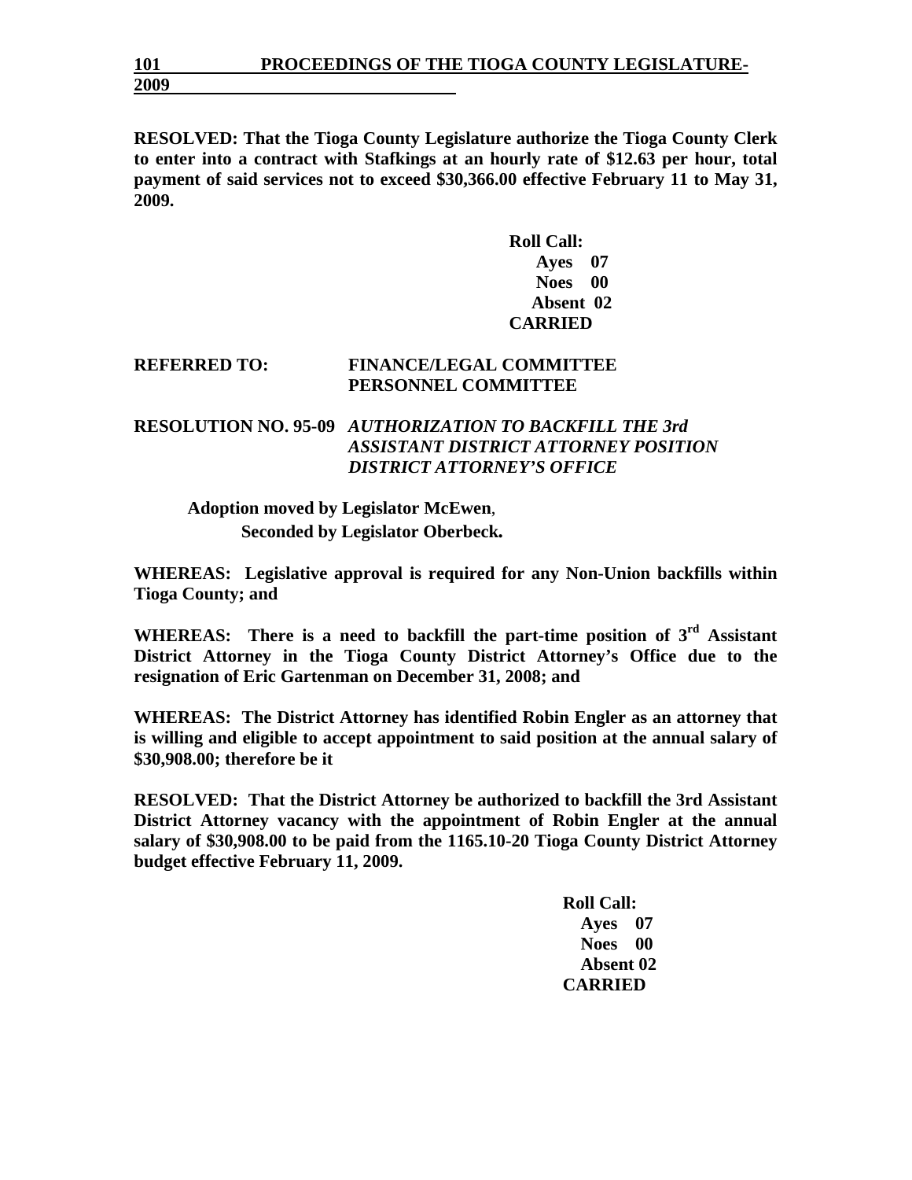**RESOLVED: That the Tioga County Legislature authorize the Tioga County Clerk to enter into a contract with Stafkings at an hourly rate of $12.63 per hour, total payment of said services not to exceed $30,366.00 effective February 11 to May 31, 2009.**

**Roll Call:**
**Ayes 07**
**Noes 00**
**Absent 02**
**CARRIED**

**REFERRED TO: FINANCE/LEGAL COMMITTEE**
**PERSONNEL COMMITTEE**

**RESOLUTION NO. 95-09** ***AUTHORIZATION TO BACKFILL THE 3rd ASSISTANT DISTRICT ATTORNEY POSITION DISTRICT ATTORNEY'S OFFICE***

**Adoption moved by Legislator McEwen,**
**Seconded by Legislator Oberbeck.**

**WHEREAS: Legislative approval is required for any Non-Union backfills within Tioga County; and**

**WHEREAS: There is a need to backfill the part-time position of 3rd Assistant District Attorney in the Tioga County District Attorney's Office due to the resignation of Eric Gartenman on December 31, 2008; and**

**WHEREAS: The District Attorney has identified Robin Engler as an attorney that is willing and eligible to accept appointment to said position at the annual salary of $30,908.00; therefore be it**

**RESOLVED: That the District Attorney be authorized to backfill the 3rd Assistant District Attorney vacancy with the appointment of Robin Engler at the annual salary of $30,908.00 to be paid from the 1165.10-20 Tioga County District Attorney budget effective February 11, 2009.**

**Roll Call:**
**Ayes 07**
**Noes 00**
**Absent 02**
**CARRIED**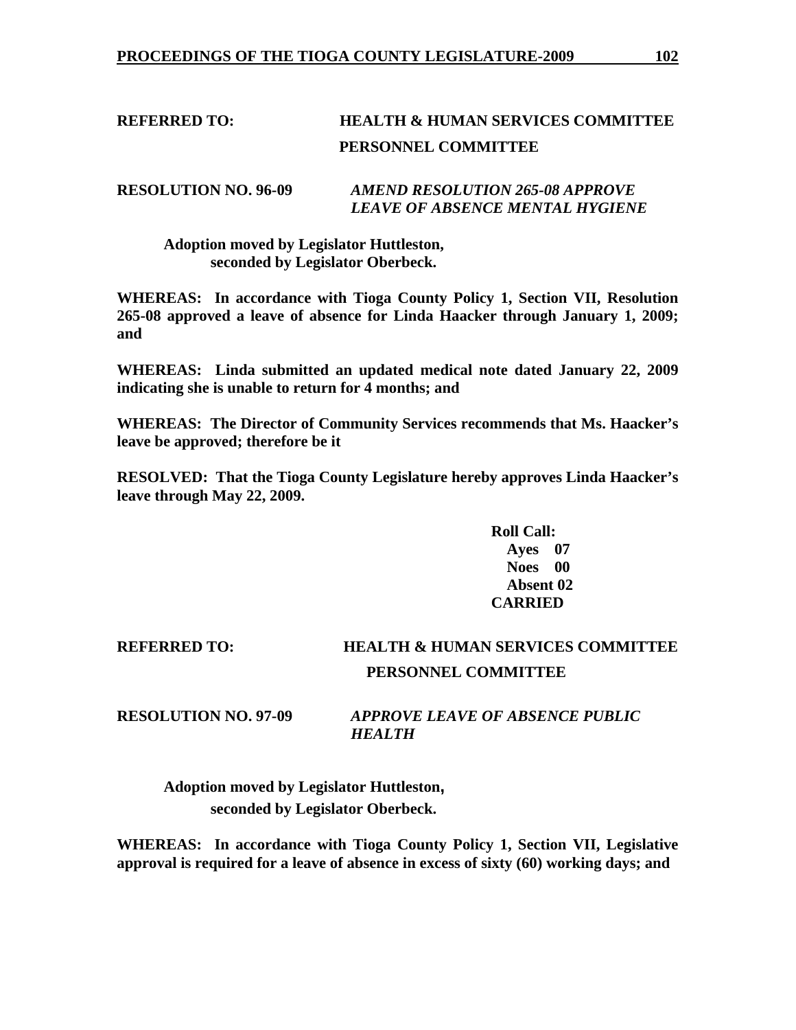**REFERRED TO: HEALTH & HUMAN SERVICES COMMITTEE**
**PERSONNEL COMMITTEE**

**RESOLUTION NO. 96-09** ***AMEND RESOLUTION 265-08 APPROVE LEAVE OF ABSENCE MENTAL HYGIENE***

**Adoption moved by Legislator Huttleston, seconded by Legislator Oberbeck.**

**WHEREAS: In accordance with Tioga County Policy 1, Section VII, Resolution 265-08 approved a leave of absence for Linda Haacker through January 1, 2009; and**

**WHEREAS: Linda submitted an updated medical note dated January 22, 2009 indicating she is unable to return for 4 months; and**

**WHEREAS: The Director of Community Services recommends that Ms. Haacker's leave be approved; therefore be it**

**RESOLVED: That the Tioga County Legislature hereby approves Linda Haacker's leave through May 22, 2009.**

**Roll Call:**
**Ayes 07**
**Noes 00**
**Absent 02**
**CARRIED**

**REFERRED TO: HEALTH & HUMAN SERVICES COMMITTEE**
**PERSONNEL COMMITTEE**

**RESOLUTION NO. 97-09** ***APPROVE LEAVE OF ABSENCE PUBLIC HEALTH***

**Adoption moved by Legislator Huttleston, seconded by Legislator Oberbeck.**

**WHEREAS: In accordance with Tioga County Policy 1, Section VII, Legislative approval is required for a leave of absence in excess of sixty (60) working days; and**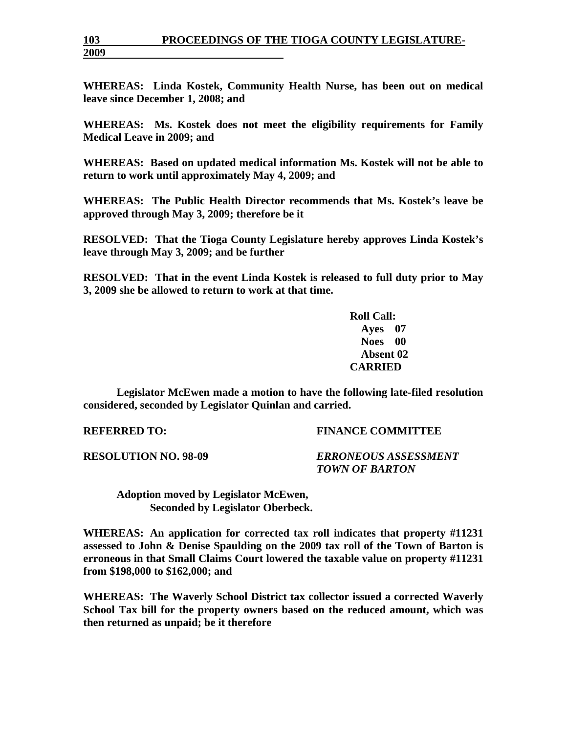**WHEREAS: Linda Kostek, Community Health Nurse, has been out on medical leave since December 1, 2008; and**

**WHEREAS: Ms. Kostek does not meet the eligibility requirements for Family Medical Leave in 2009; and**

**WHEREAS: Based on updated medical information Ms. Kostek will not be able to return to work until approximately May 4, 2009; and**

**WHEREAS: The Public Health Director recommends that Ms. Kostek's leave be approved through May 3, 2009; therefore be it**

**RESOLVED: That the Tioga County Legislature hereby approves Linda Kostek's leave through May 3, 2009; and be further**

**RESOLVED: That in the event Linda Kostek is released to full duty prior to May 3, 2009 she be allowed to return to work at that time.**

**Roll Call:**
**Ayes 07**
**Noes 00**
**Absent 02**
**CARRIED**

**Legislator McEwen made a motion to have the following late-filed resolution considered, seconded by Legislator Quinlan and carried.**

**REFERRED TO: FINANCE COMMITTEE**

**RESOLUTION NO. 98-09** ***ERRONEOUS ASSESSMENT TOWN OF BARTON***

**Adoption moved by Legislator McEwen,**
**Seconded by Legislator Oberbeck.**

**WHEREAS: An application for corrected tax roll indicates that property #11231 assessed to John & Denise Spaulding on the 2009 tax roll of the Town of Barton is erroneous in that Small Claims Court lowered the taxable value on property #11231 from $198,000 to $162,000; and**

**WHEREAS: The Waverly School District tax collector issued a corrected Waverly School Tax bill for the property owners based on the reduced amount, which was then returned as unpaid; be it therefore**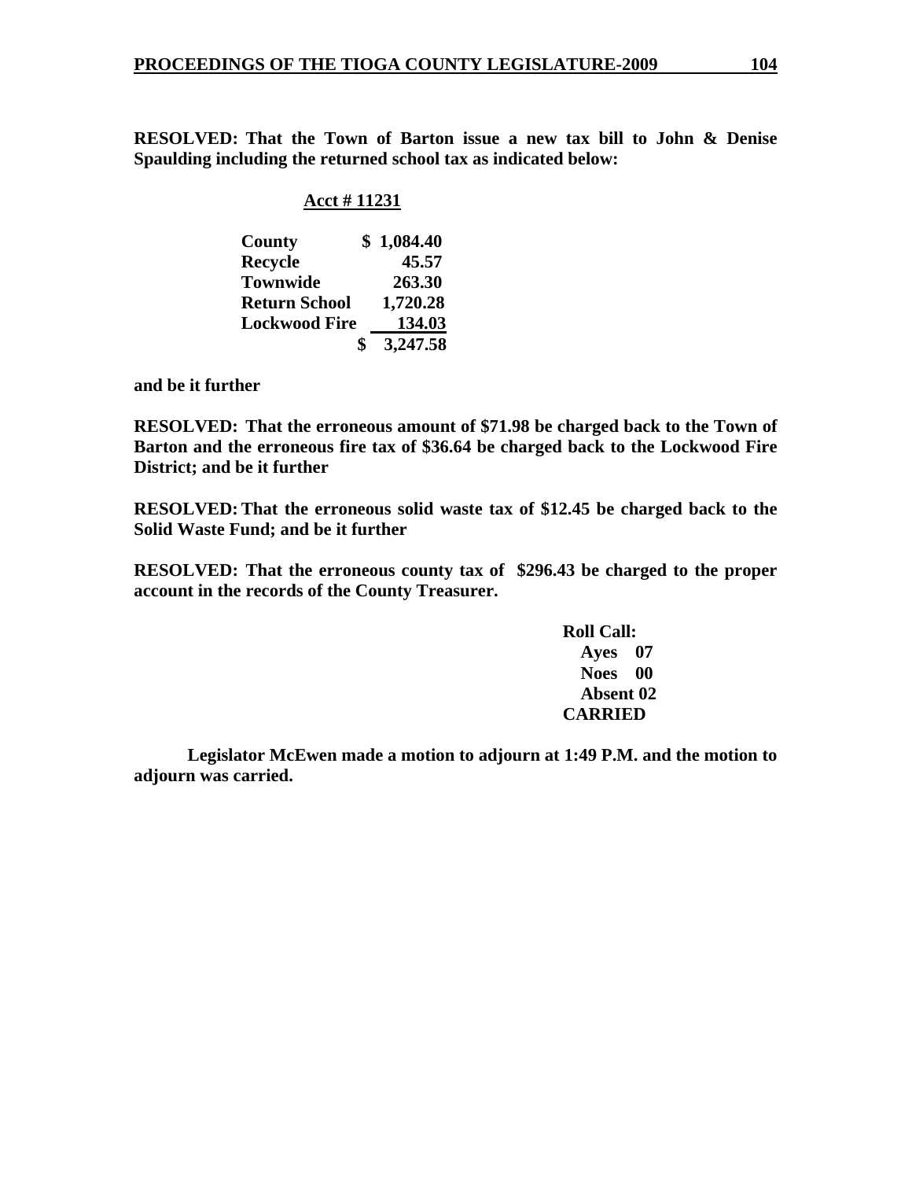**RESOLVED: That the Town of Barton issue a new tax bill to John & Denise Spaulding including the returned school tax as indicated below:**

**Acct # 11231**

| | |
|---|---|
| **County** | **$ 1,084.40** |
| **Recycle** | **45.57** |
| **Townwide** | **263.30** |
| **Return School** | **1,720.28** |
| **Lockwood Fire** | **134.03** |
| | **$ 3,247.58** |

**and be it further**

**RESOLVED: That the erroneous amount of $71.98 be charged back to the Town of Barton and the erroneous fire tax of $36.64 be charged back to the Lockwood Fire District; and be it further**

**RESOLVED: That the erroneous solid waste tax of $12.45 be charged back to the Solid Waste Fund; and be it further**

**RESOLVED: That the erroneous county tax of $296.43 be charged to the proper account in the records of the County Treasurer.**

**Roll Call:**
**Ayes 07**
**Noes 00**
**Absent 02**
**CARRIED**

**Legislator McEwen made a motion to adjourn at 1:49 P.M. and the motion to adjourn was carried.**